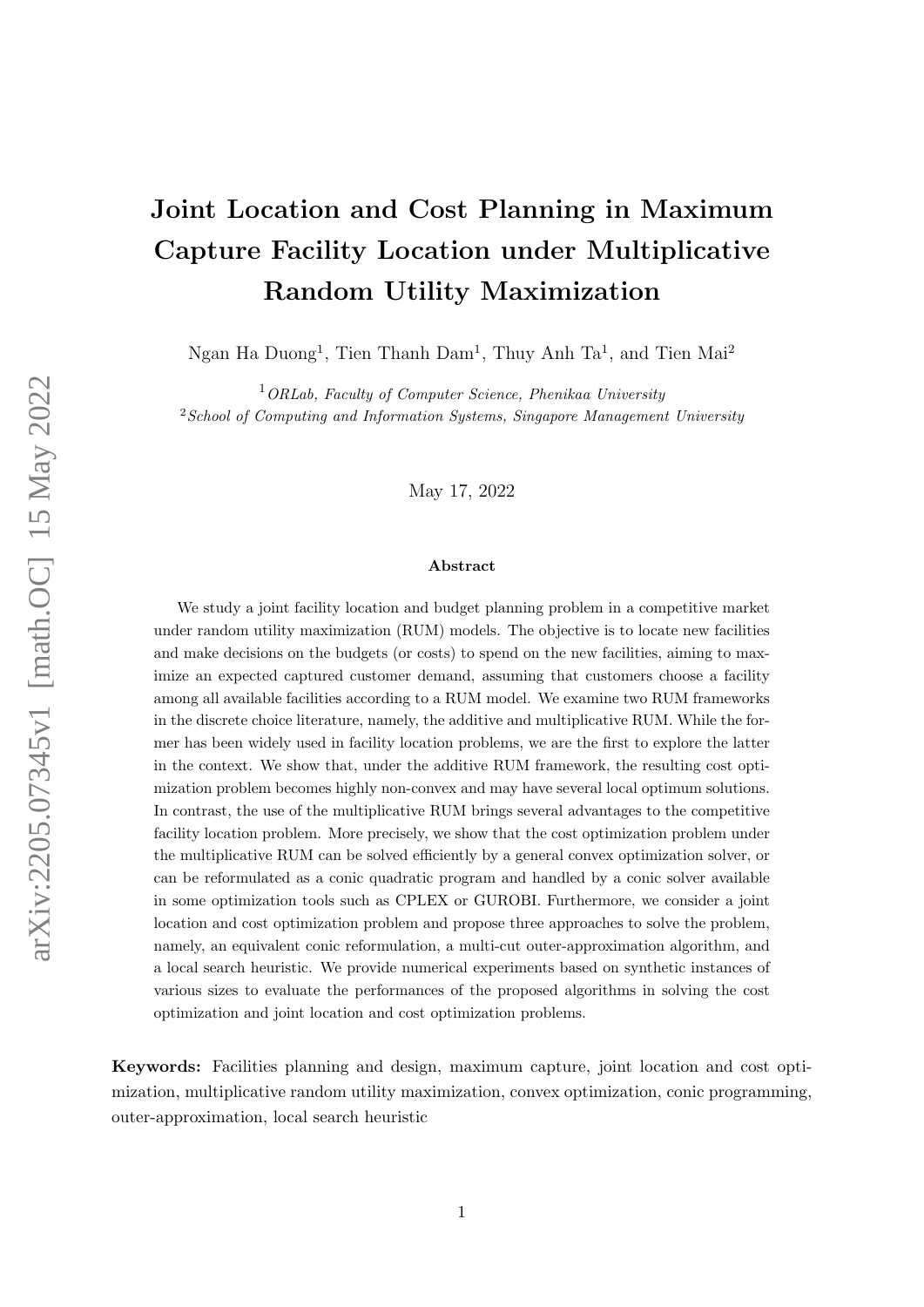# Joint Location and Cost Planning in Maximum Capture Facility Location under Multiplicative Random Utility Maximization

Ngan Ha Duong[1], Tien Thanh Dam[1], Thuy Anh Ta[1], and Tien Mai[2]

[1] *ORLab, Faculty of Computer Science, Phenikaa University*
[2] *School of Computing and Information Systems, Singapore Management University*

May 17, 2022

### Abstract

We study a joint facility location and budget planning problem in a competitive market under random utility maximization (RUM) models. The objective is to locate new facilities and make decisions on the budgets (or costs) to spend on the new facilities, aiming to maximize an expected captured customer demand, assuming that customers choose a facility among all available facilities according to a RUM model. We examine two RUM frameworks in the discrete choice literature, namely, the additive and multiplicative RUM. While the former has been widely used in facility location problems, we are the first to explore the latter in the context. We show that, under the additive RUM framework, the resulting cost optimization problem becomes highly non-convex and may have several local optimum solutions. In contrast, the use of the multiplicative RUM brings several advantages to the competitive facility location problem. More precisely, we show that the cost optimization problem under the multiplicative RUM can be solved efficiently by a general convex optimization solver, or can be reformulated as a conic quadratic program and handled by a conic solver available in some optimization tools such as CPLEX or GUROBI. Furthermore, we consider a joint location and cost optimization problem and propose three approaches to solve the problem, namely, an equivalent conic reformulation, a multi-cut outer-approximation algorithm, and a local search heuristic. We provide numerical experiments based on synthetic instances of various sizes to evaluate the performances of the proposed algorithms in solving the cost optimization and joint location and cost optimization problems.

**Keywords:** Facilities planning and design, maximum capture, joint location and cost optimization, multiplicative random utility maximization, convex optimization, conic programming, outer-approximation, local search heuristic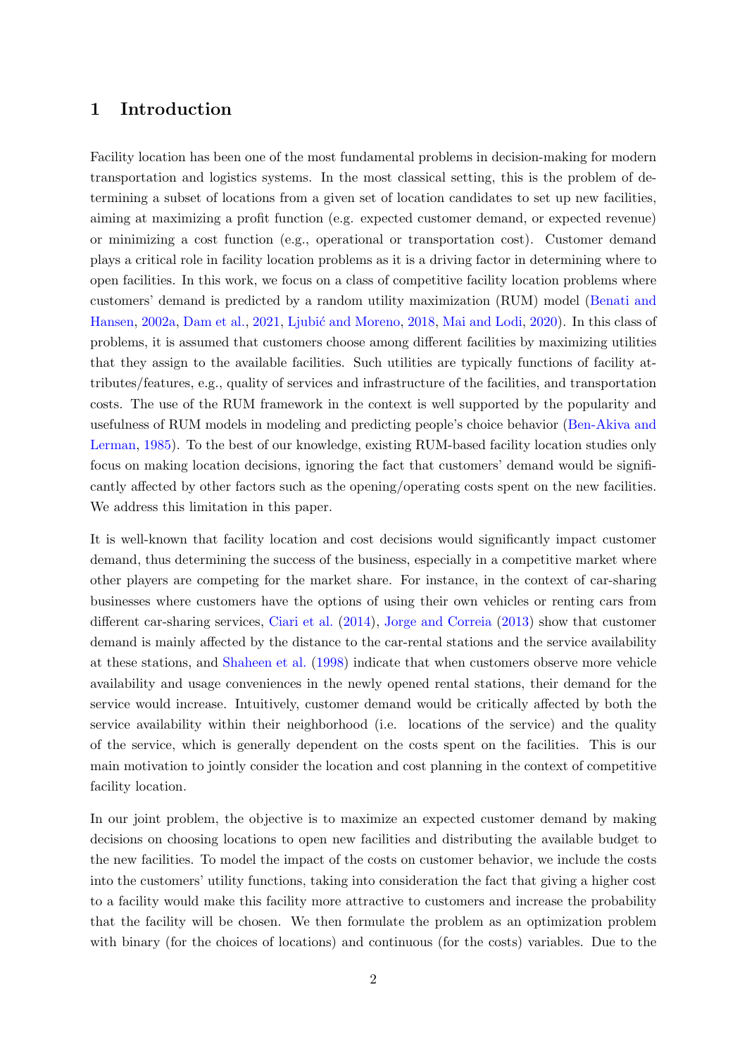# 1 Introduction

Facility location has been one of the most fundamental problems in decision-making for modern transportation and logistics systems. In the most classical setting, this is the problem of determining a subset of locations from a given set of location candidates to set up new facilities, aiming at maximizing a profit function (e.g. expected customer demand, or expected revenue) or minimizing a cost function (e.g., operational or transportation cost). Customer demand plays a critical role in facility location problems as it is a driving factor in determining where to open facilities. In this work, we focus on a class of competitive facility location problems where customers' demand is predicted by a random utility maximization (RUM) model (Benati and Hansen, 2002a, Dam et al., 2021, Ljubić and Moreno, 2018, Mai and Lodi, 2020). In this class of problems, it is assumed that customers choose among different facilities by maximizing utilities that they assign to the available facilities. Such utilities are typically functions of facility attributes/features, e.g., quality of services and infrastructure of the facilities, and transportation costs. The use of the RUM framework in the context is well supported by the popularity and usefulness of RUM models in modeling and predicting people's choice behavior (Ben-Akiva and Lerman, 1985). To the best of our knowledge, existing RUM-based facility location studies only focus on making location decisions, ignoring the fact that customers' demand would be significantly affected by other factors such as the opening/operating costs spent on the new facilities. We address this limitation in this paper.

It is well-known that facility location and cost decisions would significantly impact customer demand, thus determining the success of the business, especially in a competitive market where other players are competing for the market share. For instance, in the context of car-sharing businesses where customers have the options of using their own vehicles or renting cars from different car-sharing services, Ciari et al. (2014), Jorge and Correia (2013) show that customer demand is mainly affected by the distance to the car-rental stations and the service availability at these stations, and Shaheen et al. (1998) indicate that when customers observe more vehicle availability and usage conveniences in the newly opened rental stations, their demand for the service would increase. Intuitively, customer demand would be critically affected by both the service availability within their neighborhood (i.e. locations of the service) and the quality of the service, which is generally dependent on the costs spent on the facilities. This is our main motivation to jointly consider the location and cost planning in the context of competitive facility location.

In our joint problem, the objective is to maximize an expected customer demand by making decisions on choosing locations to open new facilities and distributing the available budget to the new facilities. To model the impact of the costs on customer behavior, we include the costs into the customers' utility functions, taking into consideration the fact that giving a higher cost to a facility would make this facility more attractive to customers and increase the probability that the facility will be chosen. We then formulate the problem as an optimization problem with binary (for the choices of locations) and continuous (for the costs) variables. Due to the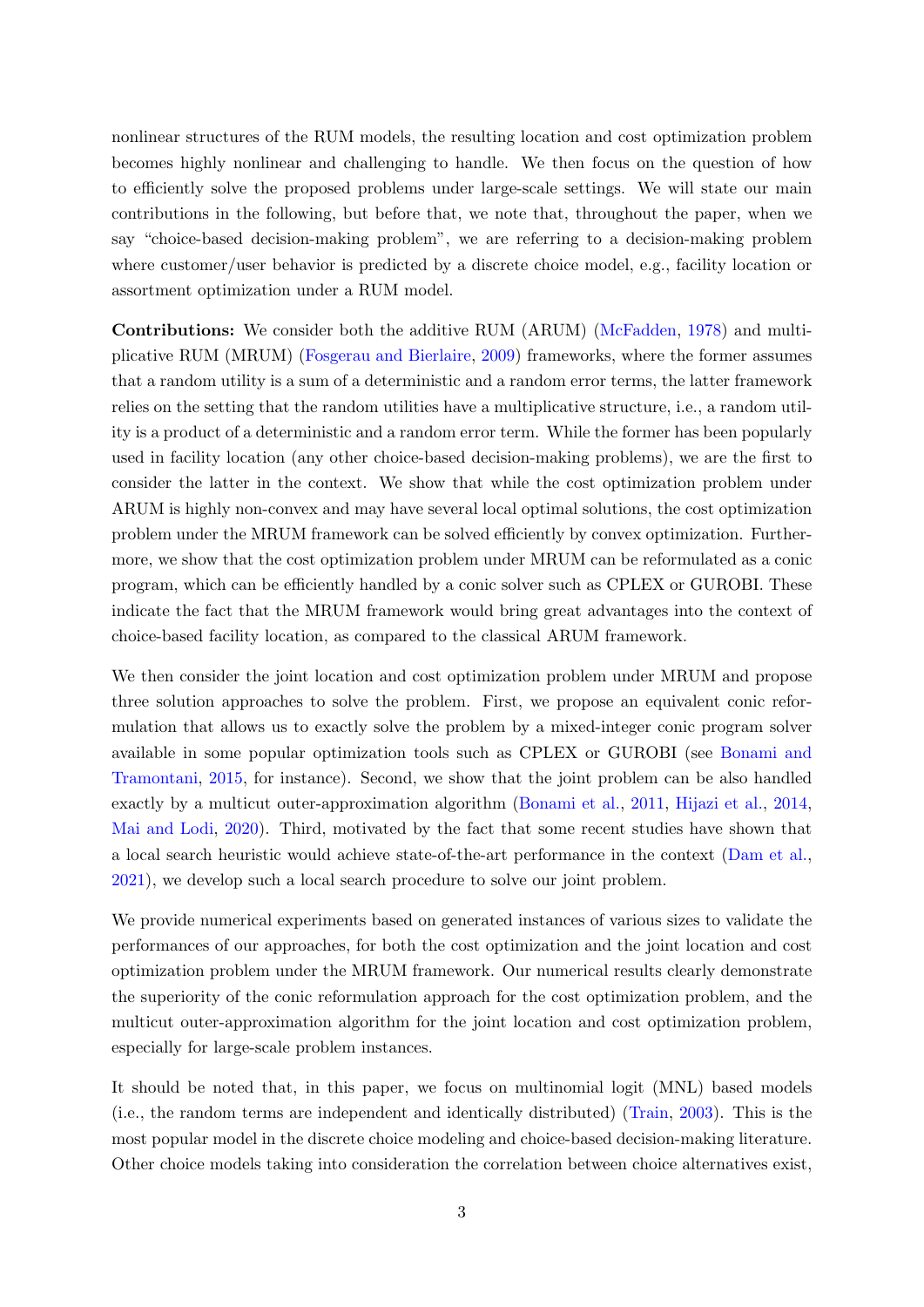nonlinear structures of the RUM models, the resulting location and cost optimization problem becomes highly nonlinear and challenging to handle. We then focus on the question of how to efficiently solve the proposed problems under large-scale settings. We will state our main contributions in the following, but before that, we note that, throughout the paper, when we say "choice-based decision-making problem", we are referring to a decision-making problem where customer/user behavior is predicted by a discrete choice model, e.g., facility location or assortment optimization under a RUM model.

**Contributions:** We consider both the additive RUM (ARUM) (McFadden, 1978) and multiplicative RUM (MRUM) (Fosgerau and Bierlaire, 2009) frameworks, where the former assumes that a random utility is a sum of a deterministic and a random error terms, the latter framework relies on the setting that the random utilities have a multiplicative structure, i.e., a random utility is a product of a deterministic and a random error term. While the former has been popularly used in facility location (any other choice-based decision-making problems), we are the first to consider the latter in the context. We show that while the cost optimization problem under ARUM is highly non-convex and may have several local optimal solutions, the cost optimization problem under the MRUM framework can be solved efficiently by convex optimization. Furthermore, we show that the cost optimization problem under MRUM can be reformulated as a conic program, which can be efficiently handled by a conic solver such as CPLEX or GUROBI. These indicate the fact that the MRUM framework would bring great advantages into the context of choice-based facility location, as compared to the classical ARUM framework.

We then consider the joint location and cost optimization problem under MRUM and propose three solution approaches to solve the problem. First, we propose an equivalent conic reformulation that allows us to exactly solve the problem by a mixed-integer conic program solver available in some popular optimization tools such as CPLEX or GUROBI (see Bonami and Tramontani, 2015, for instance). Second, we show that the joint problem can be also handled exactly by a multicut outer-approximation algorithm (Bonami et al., 2011, Hijazi et al., 2014, Mai and Lodi, 2020). Third, motivated by the fact that some recent studies have shown that a local search heuristic would achieve state-of-the-art performance in the context (Dam et al., 2021), we develop such a local search procedure to solve our joint problem.

We provide numerical experiments based on generated instances of various sizes to validate the performances of our approaches, for both the cost optimization and the joint location and cost optimization problem under the MRUM framework. Our numerical results clearly demonstrate the superiority of the conic reformulation approach for the cost optimization problem, and the multicut outer-approximation algorithm for the joint location and cost optimization problem, especially for large-scale problem instances.

It should be noted that, in this paper, we focus on multinomial logit (MNL) based models (i.e., the random terms are independent and identically distributed) (Train, 2003). This is the most popular model in the discrete choice modeling and choice-based decision-making literature. Other choice models taking into consideration the correlation between choice alternatives exist,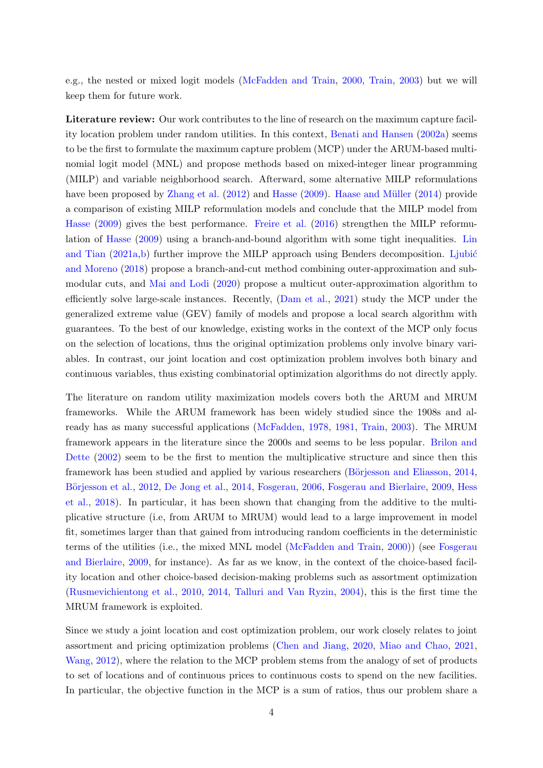e.g., the nested or mixed logit models (McFadden and Train, 2000, Train, 2003) but we will keep them for future work.

**Literature review:** Our work contributes to the line of research on the maximum capture facility location problem under random utilities. In this context, Benati and Hansen (2002a) seems to be the first to formulate the maximum capture problem (MCP) under the ARUM-based multinomial logit model (MNL) and propose methods based on mixed-integer linear programming (MILP) and variable neighborhood search. Afterward, some alternative MILP reformulations have been proposed by Zhang et al. (2012) and Hasse (2009). Haase and Müller (2014) provide a comparison of existing MILP reformulation models and conclude that the MILP model from Hasse (2009) gives the best performance. Freire et al. (2016) strengthen the MILP reformulation of Hasse (2009) using a branch-and-bound algorithm with some tight inequalities. Lin and Tian (2021a,b) further improve the MILP approach using Benders decomposition. Ljubić and Moreno (2018) propose a branch-and-cut method combining outer-approximation and submodular cuts, and Mai and Lodi (2020) propose a multicut outer-approximation algorithm to efficiently solve large-scale instances. Recently, (Dam et al., 2021) study the MCP under the generalized extreme value (GEV) family of models and propose a local search algorithm with guarantees. To the best of our knowledge, existing works in the context of the MCP only focus on the selection of locations, thus the original optimization problems only involve binary variables. In contrast, our joint location and cost optimization problem involves both binary and continuous variables, thus existing combinatorial optimization algorithms do not directly apply.

The literature on random utility maximization models covers both the ARUM and MRUM frameworks. While the ARUM framework has been widely studied since the 1908s and already has as many successful applications (McFadden, 1978, 1981, Train, 2003). The MRUM framework appears in the literature since the 2000s and seems to be less popular. Brilon and Dette (2002) seem to be the first to mention the multiplicative structure and since then this framework has been studied and applied by various researchers (Börjesson and Eliasson, 2014, Börjesson et al., 2012, De Jong et al., 2014, Fosgerau, 2006, Fosgerau and Bierlaire, 2009, Hess et al., 2018). In particular, it has been shown that changing from the additive to the multiplicative structure (i.e, from ARUM to MRUM) would lead to a large improvement in model fit, sometimes larger than that gained from introducing random coefficients in the deterministic terms of the utilities (i.e., the mixed MNL model (McFadden and Train, 2000)) (see Fosgerau and Bierlaire, 2009, for instance). As far as we know, in the context of the choice-based facility location and other choice-based decision-making problems such as assortment optimization (Rusmevichientong et al., 2010, 2014, Talluri and Van Ryzin, 2004), this is the first time the MRUM framework is exploited.

Since we study a joint location and cost optimization problem, our work closely relates to joint assortment and pricing optimization problems (Chen and Jiang, 2020, Miao and Chao, 2021, Wang, 2012), where the relation to the MCP problem stems from the analogy of set of products to set of locations and of continuous prices to continuous costs to spend on the new facilities. In particular, the objective function in the MCP is a sum of ratios, thus our problem share a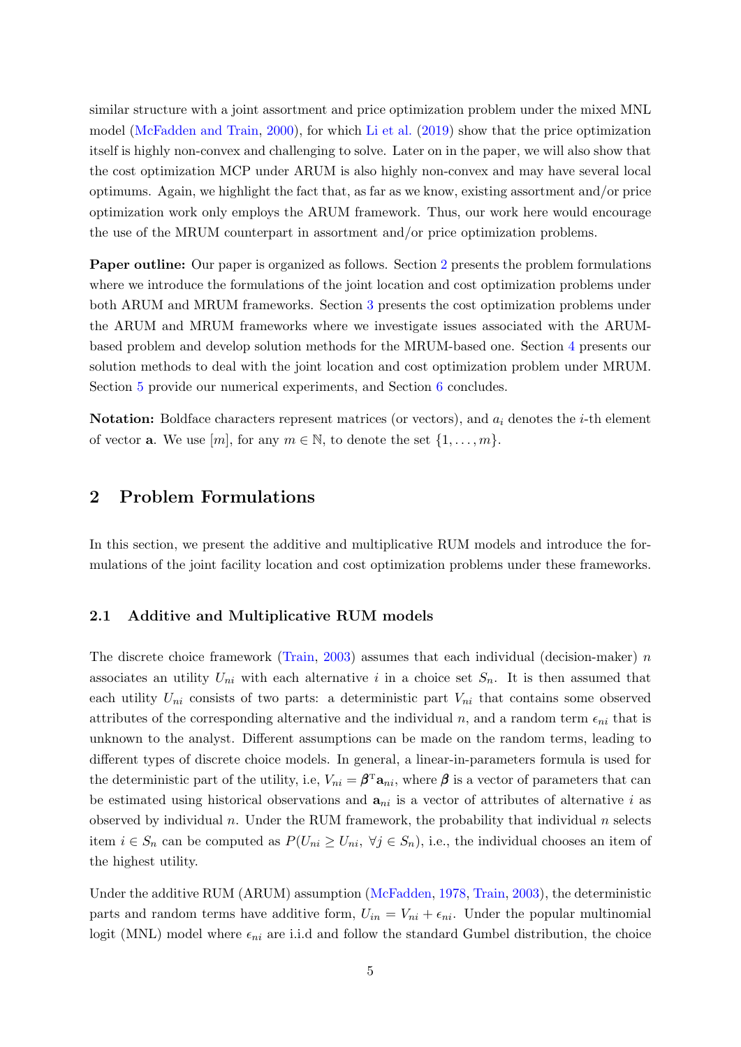similar structure with a joint assortment and price optimization problem under the mixed MNL model (McFadden and Train, 2000), for which Li et al. (2019) show that the price optimization itself is highly non-convex and challenging to solve. Later on in the paper, we will also show that the cost optimization MCP under ARUM is also highly non-convex and may have several local optimums. Again, we highlight the fact that, as far as we know, existing assortment and/or price optimization work only employs the ARUM framework. Thus, our work here would encourage the use of the MRUM counterpart in assortment and/or price optimization problems.

**Paper outline:** Our paper is organized as follows. Section 2 presents the problem formulations where we introduce the formulations of the joint location and cost optimization problems under both ARUM and MRUM frameworks. Section 3 presents the cost optimization problems under the ARUM and MRUM frameworks where we investigate issues associated with the ARUM-based problem and develop solution methods for the MRUM-based one. Section 4 presents our solution methods to deal with the joint location and cost optimization problem under MRUM. Section 5 provide our numerical experiments, and Section 6 concludes.

**Notation:** Boldface characters represent matrices (or vectors), and $a_i$ denotes the $i$-th element of vector $\mathbf{a}$. We use $[m]$, for any $m \in \mathbb{N}$, to denote the set $\{1, \ldots, m\}$.

## 2 Problem Formulations

In this section, we present the additive and multiplicative RUM models and introduce the formulations of the joint facility location and cost optimization problems under these frameworks.

### 2.1 Additive and Multiplicative RUM models

The discrete choice framework (Train, 2003) assumes that each individual (decision-maker) $n$ associates an utility $U_{ni}$ with each alternative $i$ in a choice set $S_n$. It is then assumed that each utility $U_{ni}$ consists of two parts: a deterministic part $V_{ni}$ that contains some observed attributes of the corresponding alternative and the individual $n$, and a random term $\epsilon_{ni}$ that is unknown to the analyst. Different assumptions can be made on the random terms, leading to different types of discrete choice models. In general, a linear-in-parameters formula is used for the deterministic part of the utility, i.e, $V_{ni} = \boldsymbol{\beta}^{\mathrm{T}}\mathbf{a}_{ni}$, where $\boldsymbol{\beta}$ is a vector of parameters that can be estimated using historical observations and $\mathbf{a}_{ni}$ is a vector of attributes of alternative $i$ as observed by individual $n$. Under the RUM framework, the probability that individual $n$ selects item $i \in S_n$ can be computed as $P(U_{ni} \geq U_{ni},\ \forall j \in S_n)$, i.e., the individual chooses an item of the highest utility.

Under the additive RUM (ARUM) assumption (McFadden, 1978, Train, 2003), the deterministic parts and random terms have additive form, $U_{in} = V_{ni} + \epsilon_{ni}$. Under the popular multinomial logit (MNL) model where $\epsilon_{ni}$ are i.i.d and follow the standard Gumbel distribution, the choice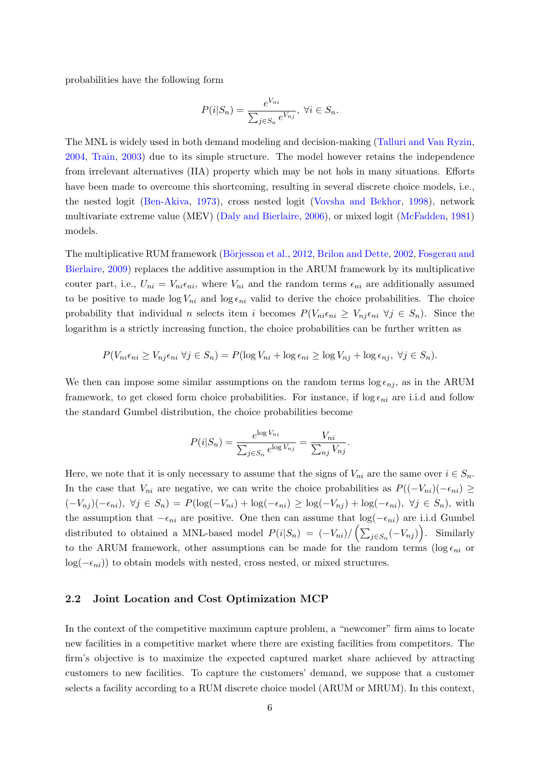probabilities have the following form

$$P(i|S_n) = \frac{e^{V_{ni}}}{\sum_{j\in S_n} e^{V_{nj}}},\ \forall i \in S_n.$$

The MNL is widely used in both demand modeling and decision-making (Talluri and Van Ryzin, 2004, Train, 2003) due to its simple structure. The model however retains the independence from irrelevant alternatives (IIA) property which may be not hols in many situations. Efforts have been made to overcome this shortcoming, resulting in several discrete choice models, i.e., the nested logit (Ben-Akiva, 1973), cross nested logit (Vovsha and Bekhor, 1998), network multivariate extreme value (MEV) (Daly and Bierlaire, 2006), or mixed logit (McFadden, 1981) models.

The multiplicative RUM framework (Börjesson et al., 2012, Brilon and Dette, 2002, Fosgerau and Bierlaire, 2009) replaces the additive assumption in the ARUM framework by its multiplicative couter part, i.e., $U_{ni} = V_{ni}\epsilon_{ni}$, where $V_{ni}$ and the random terms $\epsilon_{ni}$ are additionally assumed to be positive to made $\log V_{ni}$ and $\log \epsilon_{ni}$ valid to derive the choice probabilities. The choice probability that individual $n$ selects item $i$ becomes $P(V_{ni}\epsilon_{ni} \geq V_{nj}\epsilon_{ni}\ \forall j \in S_n)$. Since the logarithm is a strictly increasing function, the choice probabilities can be further written as

$$P(V_{ni}\epsilon_{ni} \geq V_{nj}\epsilon_{ni}\ \forall j \in S_n) = P(\log V_{ni} + \log \epsilon_{ni} \geq \log V_{nj} + \log \epsilon_{nj},\ \forall j \in S_n).$$

We then can impose some similar assumptions on the random terms $\log \epsilon_{nj}$, as in the ARUM framework, to get closed form choice probabilities. For instance, if $\log \epsilon_{ni}$ are i.i.d and follow the standard Gumbel distribution, the choice probabilities become

$$P(i|S_n) = \frac{e^{\log V_{ni}}}{\sum_{j\in S_n} e^{\log V_{nj}}} = \frac{V_{ni}}{\sum_{nj} V_{nj}}.$$

Here, we note that it is only necessary to assume that the signs of $V_{ni}$ are the same over $i \in S_n$. In the case that $V_{ni}$ are negative, we can write the choice probabilities as $P((-V_{ni})(-\epsilon_{ni}) \geq (-V_{nj})(-\epsilon_{ni}),\ \forall j \in S_n) = P(\log(-V_{ni}) + \log(-\epsilon_{ni}) \geq \log(-V_{nj}) + \log(-\epsilon_{ni}),\ \forall j \in S_n)$, with the assumption that $-\epsilon_{ni}$ are positive. One then can assume that $\log(-\epsilon_{ni})$ are i.i.d Gumbel distributed to obtained a MNL-based model $P(i|S_n) = (-V_{ni})/\left(\sum_{j\in S_n}(-V_{nj})\right)$. Similarly to the ARUM framework, other assumptions can be made for the random terms ($\log \epsilon_{ni}$ or $\log(-\epsilon_{ni})$) to obtain models with nested, cross nested, or mixed structures.

### 2.2 Joint Location and Cost Optimization MCP

In the context of the competitive maximum capture problem, a "newcomer" firm aims to locate new facilities in a competitive market where there are existing facilities from competitors. The firm's objective is to maximize the expected captured market share achieved by attracting customers to new facilities. To capture the customers' demand, we suppose that a customer selects a facility according to a RUM discrete choice model (ARUM or MRUM). In this context,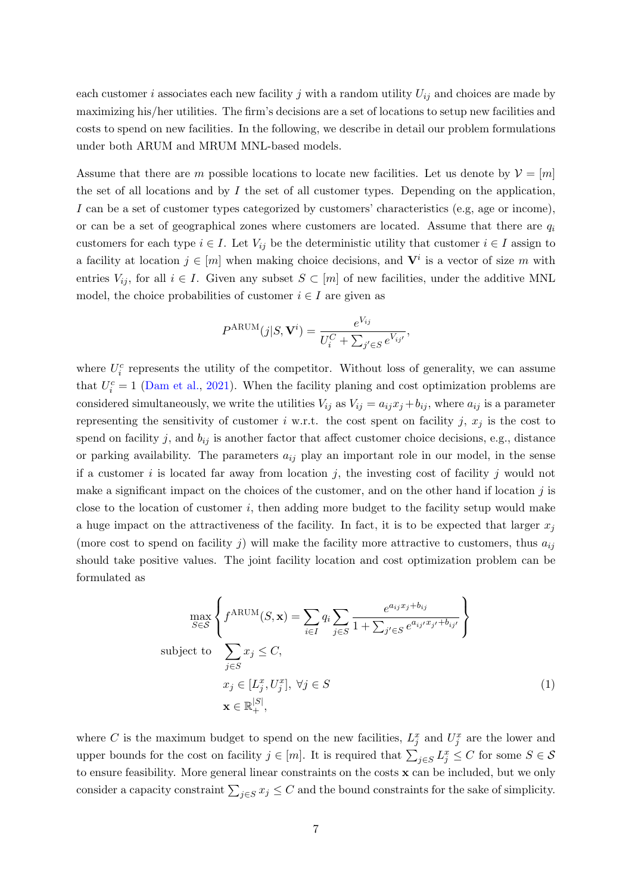each customer $i$ associates each new facility $j$ with a random utility $U_{ij}$ and choices are made by maximizing his/her utilities. The firm's decisions are a set of locations to setup new facilities and costs to spend on new facilities. In the following, we describe in detail our problem formulations under both ARUM and MRUM MNL-based models.

Assume that there are $m$ possible locations to locate new facilities. Let us denote by $\mathcal{V} = [m]$ the set of all locations and by $I$ the set of all customer types. Depending on the application, $I$ can be a set of customer types categorized by customers' characteristics (e.g, age or income), or can be a set of geographical zones where customers are located. Assume that there are $q_i$ customers for each type $i \in I$. Let $V_{ij}$ be the deterministic utility that customer $i \in I$ assign to a facility at location $j \in [m]$ when making choice decisions, and $\mathbf{V}^i$ is a vector of size $m$ with entries $V_{ij}$, for all $i \in I$. Given any subset $S \subset [m]$ of new facilities, under the additive MNL model, the choice probabilities of customer $i \in I$ are given as

$$P^{\text{ARUM}}(j|S, \mathbf{V}^i) = \frac{e^{V_{ij}}}{U_i^C + \sum_{j' \in S} e^{V_{ij'}}},$$

where $U_i^c$ represents the utility of the competitor. Without loss of generality, we can assume that $U_i^c = 1$ (Dam et al., 2021). When the facility planing and cost optimization problems are considered simultaneously, we write the utilities $V_{ij}$ as $V_{ij} = a_{ij}x_j + b_{ij}$, where $a_{ij}$ is a parameter representing the sensitivity of customer $i$ w.r.t. the cost spent on facility $j$, $x_j$ is the cost to spend on facility $j$, and $b_{ij}$ is another factor that affect customer choice decisions, e.g., distance or parking availability. The parameters $a_{ij}$ play an important role in our model, in the sense if a customer $i$ is located far away from location $j$, the investing cost of facility $j$ would not make a significant impact on the choices of the customer, and on the other hand if location $j$ is close to the location of customer $i$, then adding more budget to the facility setup would make a huge impact on the attractiveness of the facility. In fact, it is to be expected that larger $x_j$ (more cost to spend on facility $j$) will make the facility more attractive to customers, thus $a_{ij}$ should take positive values. The joint facility location and cost optimization problem can be formulated as

$$\begin{aligned}
\max_{S \in \mathcal{S}} \quad & \left\{ f^{\text{ARUM}}(S, \mathbf{x}) = \sum_{i \in I} q_i \sum_{j \in S} \frac{e^{a_{ij}x_j + b_{ij}}}{1 + \sum_{j' \in S} e^{a_{ij'}x_{j'} + b_{ij'}}} \right\} \\
\text{subject to} \quad & \sum_{j \in S} x_j \leq C, \\
& x_j \in [L_j^x, U_j^x], \ \forall j \in S \\
& \mathbf{x} \in \mathbb{R}_+^{|S|},
\end{aligned} \tag{1}$$

where $C$ is the maximum budget to spend on the new facilities, $L_j^x$ and $U_j^x$ are the lower and upper bounds for the cost on facility $j \in [m]$. It is required that $\sum_{j \in S} L_j^x \leq C$ for some $S \in \mathcal{S}$ to ensure feasibility. More general linear constraints on the costs $\mathbf{x}$ can be included, but we only consider a capacity constraint $\sum_{j \in S} x_j \leq C$ and the bound constraints for the sake of simplicity.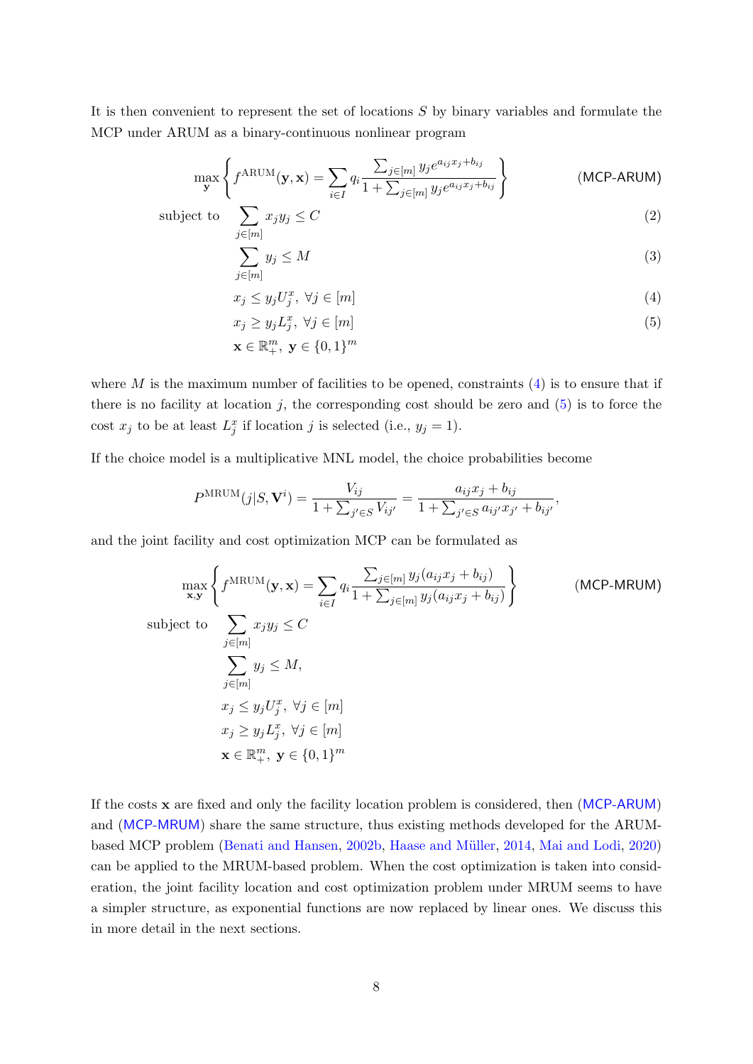It is then convenient to represent the set of locations $S$ by binary variables and formulate the MCP under ARUM as a binary-continuous nonlinear program

$$
\max_{\mathbf{y}} \left\{ f^{\text{ARUM}}(\mathbf{y}, \mathbf{x}) = \sum_{i \in I} q_i \frac{\sum_{j \in [m]} y_j e^{a_{ij} x_j + b_{ij}}}{1 + \sum_{j \in [m]} y_j e^{a_{ij} x_j + b_{ij}}} \right\} \quad \text{(MCP-ARUM)}
$$

$$
\text{subject to} \quad \sum_{j \in [m]} x_j y_j \leq C \quad (2)
$$

$$
\sum_{j \in [m]} y_j \leq M \quad (3)
$$

$$
x_j \leq y_j U_j^x, \ \forall j \in [m] \quad (4)
$$

$$
x_j \geq y_j L_j^x, \ \forall j \in [m] \quad (5)
$$

$$
\mathbf{x} \in \mathbb{R}_+^m, \ \mathbf{y} \in \{0, 1\}^m
$$

where $M$ is the maximum number of facilities to be opened, constraints (4) is to ensure that if there is no facility at location $j$, the corresponding cost should be zero and (5) is to force the cost $x_j$ to be at least $L_j^x$ if location $j$ is selected (i.e., $y_j = 1$).

If the choice model is a multiplicative MNL model, the choice probabilities become

$$
P^{\text{MRUM}}(j|S, \mathbf{V}^i) = \frac{V_{ij}}{1 + \sum_{j' \in S} V_{ij'}} = \frac{a_{ij} x_j + b_{ij}}{1 + \sum_{j' \in S} a_{ij'} x_{j'} + b_{ij'}},
$$

and the joint facility and cost optimization MCP can be formulated as

$$
\max_{\mathbf{x}, \mathbf{y}} \left\{ f^{\text{MRUM}}(\mathbf{y}, \mathbf{x}) = \sum_{i \in I} q_i \frac{\sum_{j \in [m]} y_j (a_{ij} x_j + b_{ij})}{1 + \sum_{j \in [m]} y_j (a_{ij} x_j + b_{ij})} \right\} \quad \text{(MCP-MRUM)}
$$

$$
\begin{aligned}
\text{subject to} \quad & \sum_{j \in [m]} x_j y_j \leq C \\
& \sum_{j \in [m]} y_j \leq M, \\
& x_j \leq y_j U_j^x, \ \forall j \in [m] \\
& x_j \geq y_j L_j^x, \ \forall j \in [m] \\
& \mathbf{x} \in \mathbb{R}_+^m, \ \mathbf{y} \in \{0, 1\}^m
\end{aligned}
$$

If the costs $\mathbf{x}$ are fixed and only the facility location problem is considered, then (MCP-ARUM) and (MCP-MRUM) share the same structure, thus existing methods developed for the ARUM-based MCP problem (Benati and Hansen, 2002b, Haase and Müller, 2014, Mai and Lodi, 2020) can be applied to the MRUM-based problem. When the cost optimization is taken into consideration, the joint facility location and cost optimization problem under MRUM seems to have a simpler structure, as exponential functions are now replaced by linear ones. We discuss this in more detail in the next sections.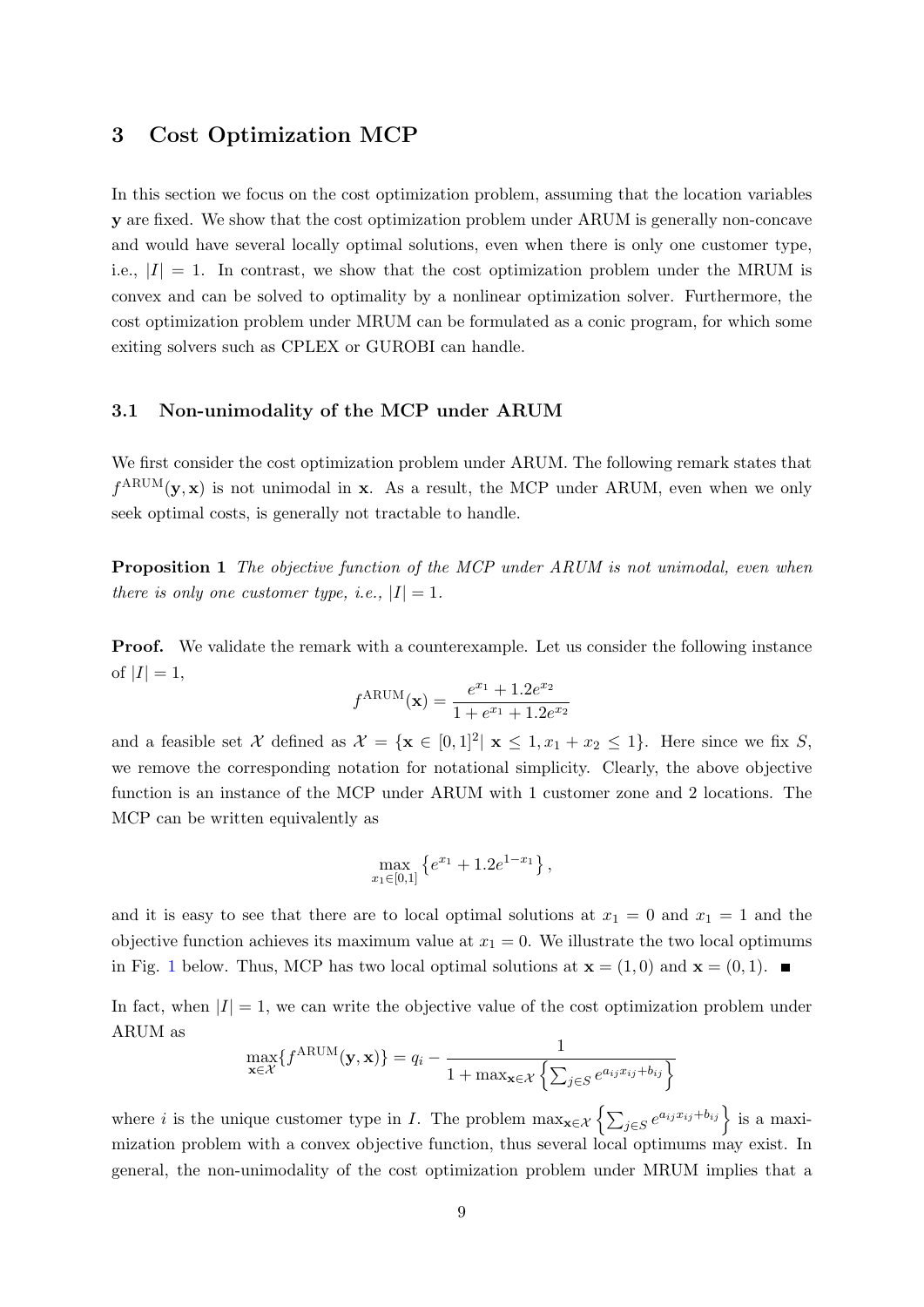## 3 Cost Optimization MCP

In this section we focus on the cost optimization problem, assuming that the location variables $\mathbf{y}$ are fixed. We show that the cost optimization problem under ARUM is generally non-concave and would have several locally optimal solutions, even when there is only one customer type, i.e., $|I| = 1$. In contrast, we show that the cost optimization problem under the MRUM is convex and can be solved to optimality by a nonlinear optimization solver. Furthermore, the cost optimization problem under MRUM can be formulated as a conic program, for which some exiting solvers such as CPLEX or GUROBI can handle.

### 3.1 Non-unimodality of the MCP under ARUM

We first consider the cost optimization problem under ARUM. The following remark states that $f^{\text{ARUM}}(\mathbf{y}, \mathbf{x})$ is not unimodal in $\mathbf{x}$. As a result, the MCP under ARUM, even when we only seek optimal costs, is generally not tractable to handle.

**Proposition 1** *The objective function of the MCP under ARUM is not unimodal, even when there is only one customer type, i.e., $|I| = 1$.*

**Proof.** We validate the remark with a counterexample. Let us consider the following instance of $|I| = 1$,

$$f^{\text{ARUM}}(\mathbf{x}) = \frac{e^{x_1} + 1.2e^{x_2}}{1 + e^{x_1} + 1.2e^{x_2}}$$

and a feasible set $\mathcal{X}$ defined as $\mathcal{X} = \{\mathbf{x} \in [0, 1]^2 | \ \mathbf{x} \leq 1, x_1 + x_2 \leq 1\}$. Here since we fix $S$, we remove the corresponding notation for notational simplicity. Clearly, the above objective function is an instance of the MCP under ARUM with 1 customer zone and 2 locations. The MCP can be written equivalently as

$$\max_{x_1 \in [0,1]} \left\{ e^{x_1} + 1.2e^{1-x_1} \right\},$$

and it is easy to see that there are to local optimal solutions at $x_1 = 0$ and $x_1 = 1$ and the objective function achieves its maximum value at $x_1 = 0$. We illustrate the two local optimums in Fig. 1 below. Thus, MCP has two local optimal solutions at $\mathbf{x} = (1, 0)$ and $\mathbf{x} = (0, 1)$. ∎

In fact, when $|I| = 1$, we can write the objective value of the cost optimization problem under ARUM as

$$\max_{\mathbf{x} \in \mathcal{X}} \{f^{\text{ARUM}}(\mathbf{y}, \mathbf{x})\} = q_i - \frac{1}{1 + \max_{\mathbf{x} \in \mathcal{X}} \left\{ \sum_{j \in S} e^{a_{ij} x_{ij} + b_{ij}} \right\}}$$

where $i$ is the unique customer type in $I$. The problem $\max_{\mathbf{x} \in \mathcal{X}} \left\{ \sum_{j \in S} e^{a_{ij} x_{ij} + b_{ij}} \right\}$ is a maximization problem with a convex objective function, thus several local optimums may exist. In general, the non-unimodality of the cost optimization problem under MRUM implies that a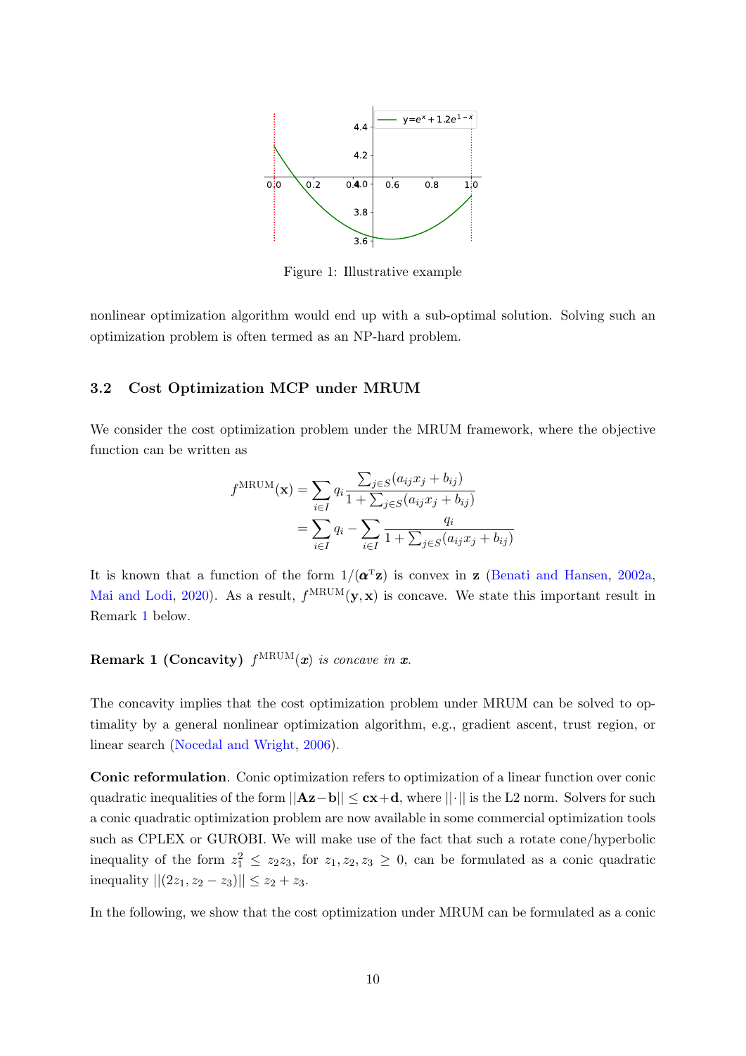Figure 1: Illustrative example

nonlinear optimization algorithm would end up with a sub-optimal solution. Solving such an optimization problem is often termed as an NP-hard problem.

### 3.2 Cost Optimization MCP under MRUM

We consider the cost optimization problem under the MRUM framework, where the objective function can be written as

$$
\begin{aligned}
f^{\text{MRUM}}(\mathbf{x}) &= \sum_{i\in I} q_i \frac{\sum_{j\in S}(a_{ij}x_j + b_{ij})}{1+\sum_{j\in S}(a_{ij}x_j + b_{ij})} \\
&= \sum_{i\in I} q_i - \sum_{i\in I} \frac{q_i}{1+\sum_{j\in S}(a_{ij}x_j + b_{ij})}
\end{aligned}
$$

It is known that a function of the form $1/(\boldsymbol{\alpha}^{\text{T}}\mathbf{z})$ is convex in $\mathbf{z}$ (Benati and Hansen, 2002a, Mai and Lodi, 2020). As a result, $f^{\text{MRUM}}(\mathbf{y}, \mathbf{x})$ is concave. We state this important result in Remark 1 below.

**Remark 1 (Concavity)** *$f^{\text{MRUM}}(\boldsymbol{x})$ is concave in $\boldsymbol{x}$.*

The concavity implies that the cost optimization problem under MRUM can be solved to optimality by a general nonlinear optimization algorithm, e.g., gradient ascent, trust region, or linear search (Nocedal and Wright, 2006).

**Conic reformulation**. Conic optimization refers to optimization of a linear function over conic quadratic inequalities of the form $||\mathbf{A}\mathbf{z}-\mathbf{b}|| \leq \mathbf{c}\mathbf{x}+\mathbf{d}$, where $||\cdot||$ is the L2 norm. Solvers for such a conic quadratic optimization problem are now available in some commercial optimization tools such as CPLEX or GUROBI. We will make use of the fact that such a rotate cone/hyperbolic inequality of the form $z_1^2 \leq z_2 z_3$, for $z_1, z_2, z_3 \geq 0$, can be formulated as a conic quadratic inequality $||(2z_1, z_2 - z_3)|| \leq z_2 + z_3$.

In the following, we show that the cost optimization under MRUM can be formulated as a conic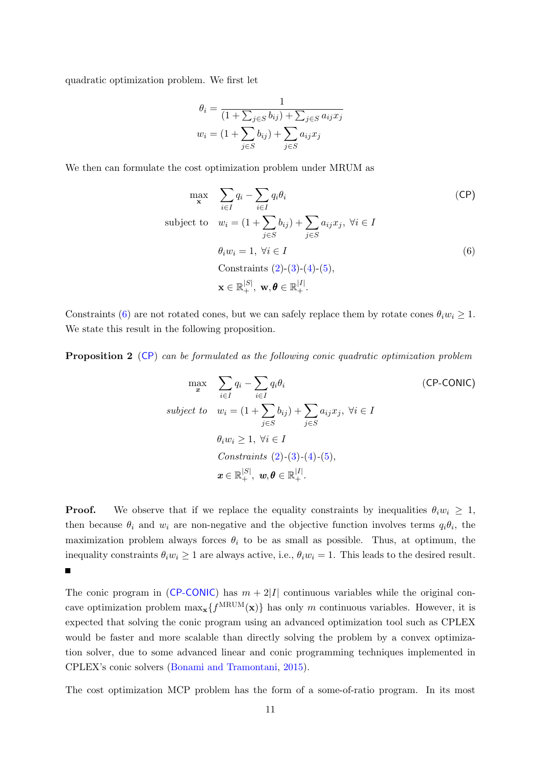quadratic optimization problem. We first let

$$\theta_i = \frac{1}{(1+\sum_{j\in S} b_{ij}) + \sum_{j\in S} a_{ij}x_j}$$
$$w_i = (1+\sum_{j\in S} b_{ij}) + \sum_{j\in S} a_{ij}x_j$$

We then can formulate the cost optimization problem under MRUM as

$$\begin{aligned}
\max_{\mathbf{x}} \quad & \sum_{i\in I} q_i - \sum_{i\in I} q_i\theta_i && \text{(CP)}\\
\text{subject to} \quad & w_i = (1+\sum_{j\in S} b_{ij}) + \sum_{j\in S} a_{ij}x_j,\ \forall i \in I \\
& \theta_i w_i = 1,\ \forall i \in I && (6)\\
& \text{Constraints (2)-(3)-(4)-(5)},\\
& \mathbf{x} \in \mathbb{R}_+^{|S|},\ \mathbf{w}, \boldsymbol{\theta} \in \mathbb{R}_+^{|I|}.
\end{aligned}$$

Constraints (6) are not rotated cones, but we can safely replace them by rotate cones $\theta_i w_i \geq 1$. We state this result in the following proposition.

**Proposition 2** *(CP) can be formulated as the following conic quadratic optimization problem*

$$\begin{aligned}
\max_{\boldsymbol{x}} \quad & \sum_{i\in I} q_i - \sum_{i\in I} q_i\theta_i && \text{(CP-CONIC)}\\
\textit{subject to} \quad & w_i = (1+\sum_{j\in S} b_{ij}) + \sum_{j\in S} a_{ij}x_j,\ \forall i \in I \\
& \theta_i w_i \geq 1,\ \forall i \in I \\
& \textit{Constraints (2)-(3)-(4)-(5)},\\
& \boldsymbol{x} \in \mathbb{R}_+^{|S|},\ \boldsymbol{w}, \boldsymbol{\theta} \in \mathbb{R}_+^{|I|}.
\end{aligned}$$

**Proof.** We observe that if we replace the equality constraints by inequalities $\theta_i w_i \geq 1$, then because $\theta_i$ and $w_i$ are non-negative and the objective function involves terms $q_i\theta_i$, the maximization problem always forces $\theta_i$ to be as small as possible. Thus, at optimum, the inequality constraints $\theta_i w_i \geq 1$ are always active, i.e., $\theta_i w_i = 1$. This leads to the desired result. ■

The conic program in (CP-CONIC) has $m + 2|I|$ continuous variables while the original concave optimization problem $\max_{\mathbf{x}}\{f^{\text{MRUM}}(\mathbf{x})\}$ has only $m$ continuous variables. However, it is expected that solving the conic program using an advanced optimization tool such as CPLEX would be faster and more scalable than directly solving the problem by a convex optimization solver, due to some advanced linear and conic programming techniques implemented in CPLEX's conic solvers (Bonami and Tramontani, 2015).

The cost optimization MCP problem has the form of a some-of-ratio program. In its most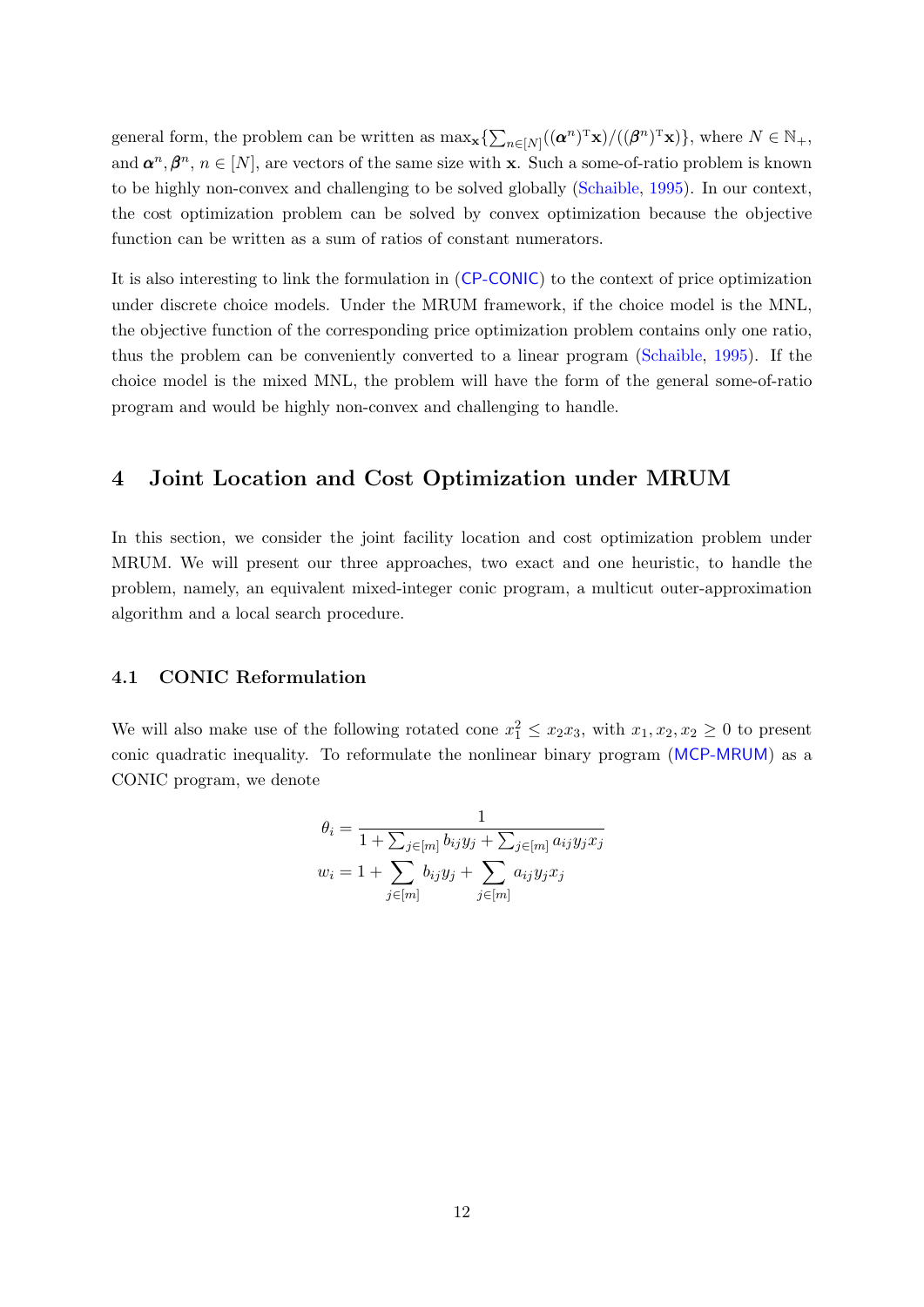general form, the problem can be written as $\max_{\mathbf{x}}\{\sum_{n\in[N]}((\boldsymbol{\alpha}^n)^{\mathrm{T}}\mathbf{x})/((\boldsymbol{\beta}^n)^{\mathrm{T}}\mathbf{x})\}$, where $N \in \mathbb{N}_+$, and $\boldsymbol{\alpha}^n, \boldsymbol{\beta}^n$, $n \in [N]$, are vectors of the same size with $\mathbf{x}$. Such a some-of-ratio problem is known to be highly non-convex and challenging to be solved globally (Schaible, 1995). In our context, the cost optimization problem can be solved by convex optimization because the objective function can be written as a sum of ratios of constant numerators.

It is also interesting to link the formulation in (CP-CONIC) to the context of price optimization under discrete choice models. Under the MRUM framework, if the choice model is the MNL, the objective function of the corresponding price optimization problem contains only one ratio, thus the problem can be conveniently converted to a linear program (Schaible, 1995). If the choice model is the mixed MNL, the problem will have the form of the general some-of-ratio program and would be highly non-convex and challenging to handle.

# 4 Joint Location and Cost Optimization under MRUM

In this section, we consider the joint facility location and cost optimization problem under MRUM. We will present our three approaches, two exact and one heuristic, to handle the problem, namely, an equivalent mixed-integer conic program, a multicut outer-approximation algorithm and a local search procedure.

## 4.1 CONIC Reformulation

We will also make use of the following rotated cone $x_1^2 \leq x_2x_3$, with $x_1, x_2, x_2 \geq 0$ to present conic quadratic inequality. To reformulate the nonlinear binary program (MCP-MRUM) as a CONIC program, we denote

$$
\theta_i = \frac{1}{1 + \sum_{j\in[m]} b_{ij}y_j + \sum_{j\in[m]} a_{ij}y_jx_j}
$$

$$
w_i = 1 + \sum_{j\in[m]} b_{ij}y_j + \sum_{j\in[m]} a_{ij}y_jx_j
$$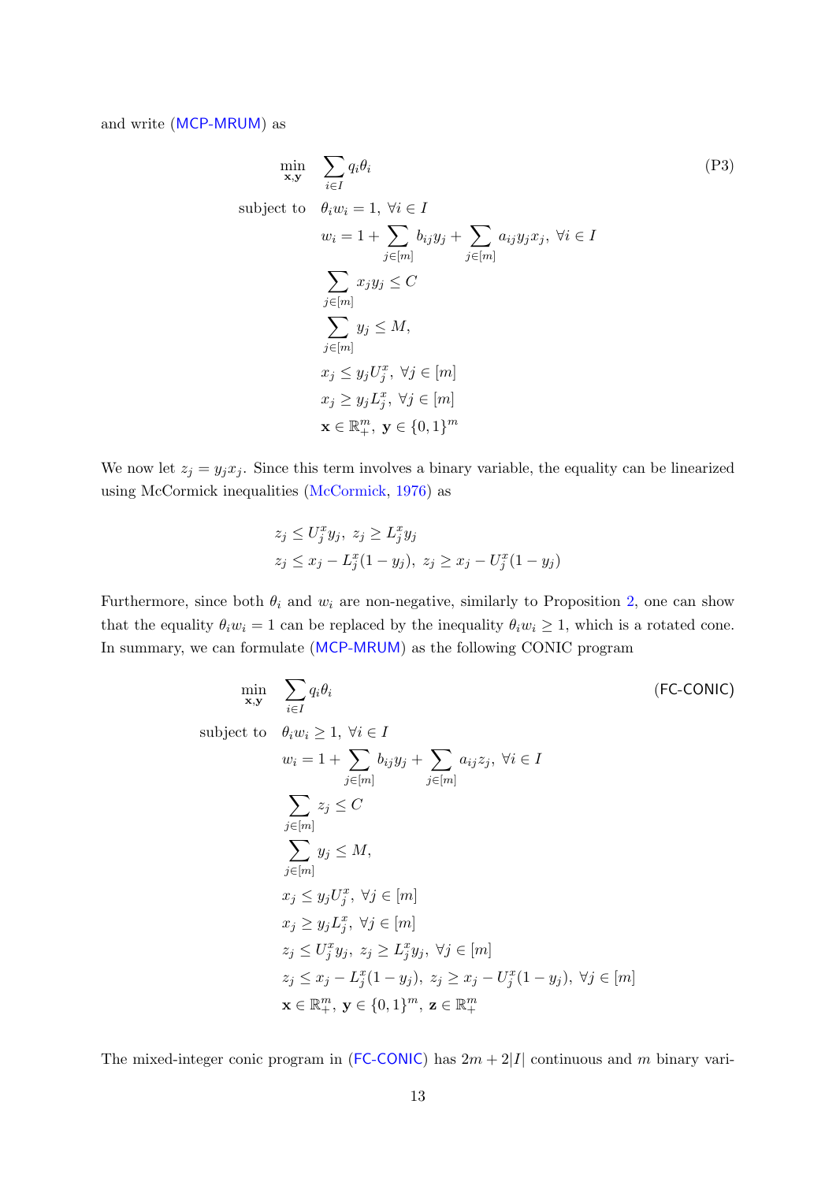and write (MCP-MRUM) as

$$
\begin{aligned}
\min_{\mathbf{x},\mathbf{y}} \quad & \sum_{i\in I} q_i \theta_i && \text{(P3)}\\
\text{subject to} \quad & \theta_i w_i = 1,\ \forall i \in I \\
& w_i = 1 + \sum_{j\in[m]} b_{ij} y_j + \sum_{j\in[m]} a_{ij} y_j x_j,\ \forall i \in I \\
& \sum_{j\in[m]} x_j y_j \le C \\
& \sum_{j\in[m]} y_j \le M, \\
& x_j \le y_j U^x_j,\ \forall j \in [m] \\
& x_j \ge y_j L^x_j,\ \forall j \in [m] \\
& \mathbf{x} \in \mathbb{R}^m_+,\ \mathbf{y} \in \{0,1\}^m
\end{aligned}
$$

We now let $z_j = y_j x_j$. Since this term involves a binary variable, the equality can be linearized using McCormick inequalities (McCormick, 1976) as

$$
\begin{aligned}
& z_j \le U^x_j y_j,\ z_j \ge L^x_j y_j \\
& z_j \le x_j - L^x_j(1-y_j),\ z_j \ge x_j - U^x_j(1-y_j)
\end{aligned}
$$

Furthermore, since both $\theta_i$ and $w_i$ are non-negative, similarly to Proposition 2, one can show that the equality $\theta_i w_i = 1$ can be replaced by the inequality $\theta_i w_i \ge 1$, which is a rotated cone. In summary, we can formulate (MCP-MRUM) as the following CONIC program

$$
\begin{aligned}
\min_{\mathbf{x},\mathbf{y}} \quad & \sum_{i\in I} q_i \theta_i && \text{(FC-CONIC)}\\
\text{subject to} \quad & \theta_i w_i \ge 1,\ \forall i \in I \\
& w_i = 1 + \sum_{j\in[m]} b_{ij} y_j + \sum_{j\in[m]} a_{ij} z_j,\ \forall i \in I \\
& \sum_{j\in[m]} z_j \le C \\
& \sum_{j\in[m]} y_j \le M, \\
& x_j \le y_j U^x_j,\ \forall j \in [m] \\
& x_j \ge y_j L^x_j,\ \forall j \in [m] \\
& z_j \le U^x_j y_j,\ z_j \ge L^x_j y_j,\ \forall j \in [m] \\
& z_j \le x_j - L^x_j(1-y_j),\ z_j \ge x_j - U^x_j(1-y_j),\ \forall j \in [m] \\
& \mathbf{x} \in \mathbb{R}^m_+,\ \mathbf{y} \in \{0,1\}^m,\ \mathbf{z} \in \mathbb{R}^m_+
\end{aligned}
$$

The mixed-integer conic program in (FC-CONIC) has $2m + 2|I|$ continuous and $m$ binary vari-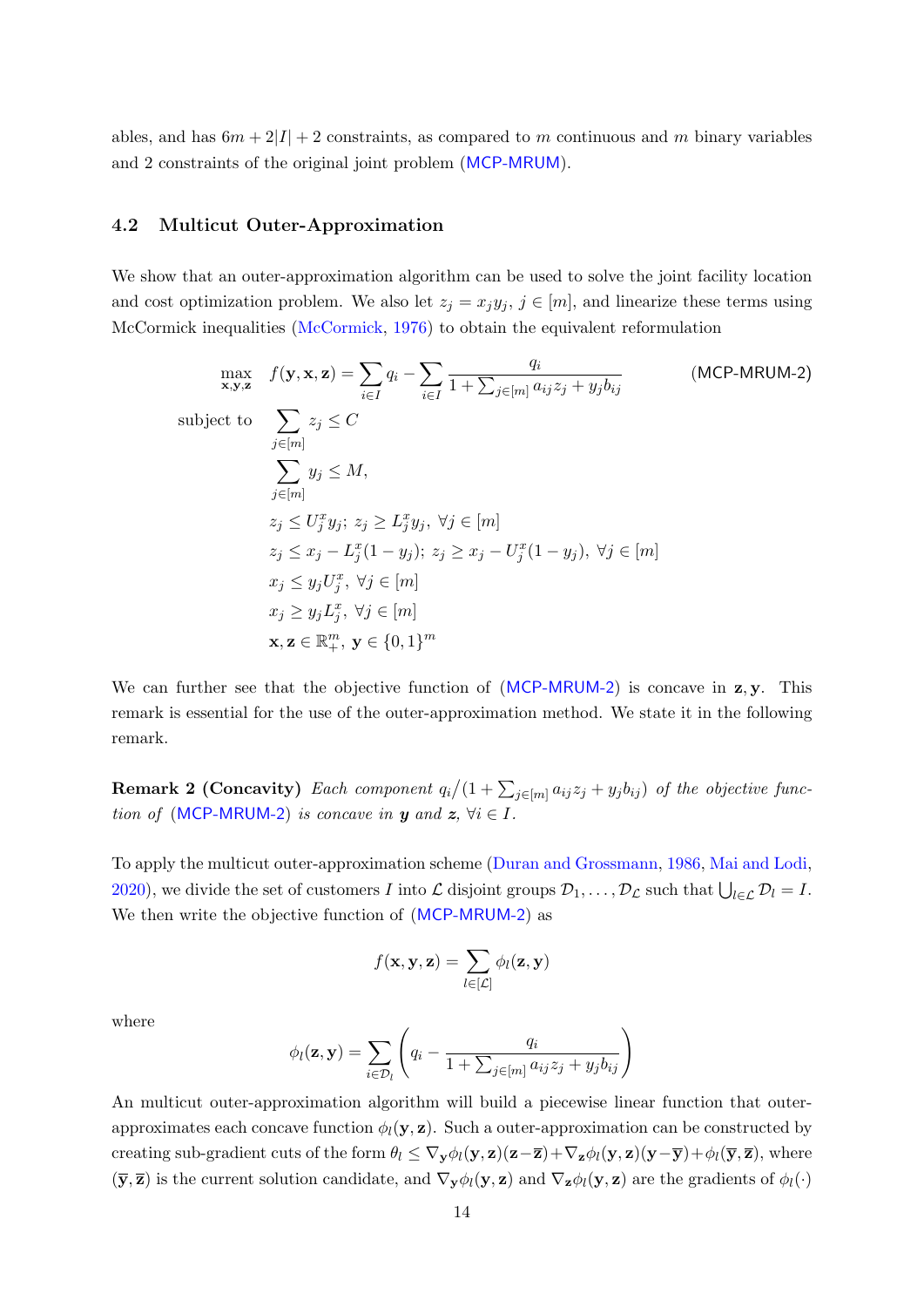ables, and has $6m + 2|I| + 2$ constraints, as compared to $m$ continuous and $m$ binary variables and 2 constraints of the original joint problem (MCP-MRUM).

### 4.2 Multicut Outer-Approximation

We show that an outer-approximation algorithm can be used to solve the joint facility location and cost optimization problem. We also let $z_j = x_j y_j$, $j \in [m]$, and linearize these terms using McCormick inequalities (McCormick, 1976) to obtain the equivalent reformulation

$$
\begin{aligned}
\max_{\mathbf{x},\mathbf{y},\mathbf{z}} \quad & f(\mathbf{y},\mathbf{x},\mathbf{z}) = \sum_{i\in I} q_i - \sum_{i\in I} \frac{q_i}{1+\sum_{j\in[m]} a_{ij} z_j + y_j b_{ij}} && \text{(MCP-MRUM-2)}\\
\text{subject to} \quad & \sum_{j\in[m]} z_j \le C \\
& \sum_{j\in[m]} y_j \le M, \\
& z_j \le U^x_j y_j;\ z_j \ge L^x_j y_j,\ \forall j \in [m] \\
& z_j \le x_j - L^x_j(1-y_j);\ z_j \ge x_j - U^x_j(1-y_j),\ \forall j \in [m] \\
& x_j \le y_j U^x_j,\ \forall j \in [m] \\
& x_j \ge y_j L^x_j,\ \forall j \in [m] \\
& \mathbf{x},\mathbf{z} \in \mathbb{R}^m_+,\ \mathbf{y} \in \{0,1\}^m
\end{aligned}
$$

We can further see that the objective function of (MCP-MRUM-2) is concave in $\mathbf{z},\mathbf{y}$. This remark is essential for the use of the outer-approximation method. We state it in the following remark.

**Remark 2 (Concavity)** *Each component $q_i/(1+\sum_{j\in[m]} a_{ij} z_j + y_j b_{ij})$ of the objective function of (MCP-MRUM-2) is concave in $\boldsymbol{y}$ and $\boldsymbol{z}$, $\forall i \in I$.*

To apply the multicut outer-approximation scheme (Duran and Grossmann, 1986, Mai and Lodi, 2020), we divide the set of customers $I$ into $\mathcal{L}$ disjoint groups $\mathcal{D}_1, \ldots, \mathcal{D}_{\mathcal{L}}$ such that $\bigcup_{l\in\mathcal{L}} \mathcal{D}_l = I$. We then write the objective function of (MCP-MRUM-2) as

$$
f(\mathbf{x},\mathbf{y},\mathbf{z}) = \sum_{l\in[\mathcal{L}]} \phi_l(\mathbf{z},\mathbf{y})
$$

where

$$
\phi_l(\mathbf{z},\mathbf{y}) = \sum_{i\in\mathcal{D}_l} \left( q_i - \frac{q_i}{1+\sum_{j\in[m]} a_{ij} z_j + y_j b_{ij}} \right)
$$

An multicut outer-approximation algorithm will build a piecewise linear function that outer-approximates each concave function $\phi_l(\mathbf{y},\mathbf{z})$. Such a outer-approximation can be constructed by creating sub-gradient cuts of the form $\theta_l \le \nabla_{\mathbf{y}}\phi_l(\mathbf{y},\mathbf{z})(\mathbf{z}-\overline{\mathbf{z}}) + \nabla_{\mathbf{z}}\phi_l(\mathbf{y},\mathbf{z})(\mathbf{y}-\overline{\mathbf{y}}) + \phi_l(\overline{\mathbf{y}},\overline{\mathbf{z}})$, where $(\overline{\mathbf{y}},\overline{\mathbf{z}})$ is the current solution candidate, and $\nabla_{\mathbf{y}}\phi_l(\mathbf{y},\mathbf{z})$ and $\nabla_{\mathbf{z}}\phi_l(\mathbf{y},\mathbf{z})$ are the gradients of $\phi_l(\cdot)$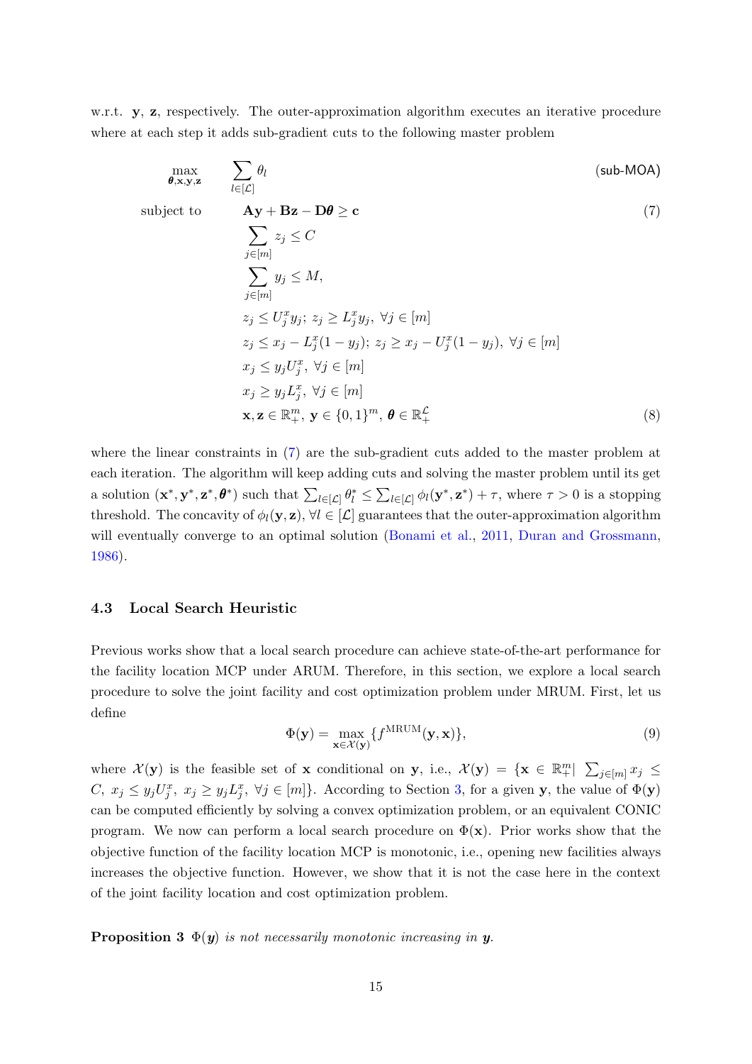w.r.t. $\mathbf{y}$, $\mathbf{z}$, respectively. The outer-approximation algorithm executes an iterative procedure where at each step it adds sub-gradient cuts to the following master problem

$$
\begin{aligned}
\max_{\boldsymbol{\theta},\mathbf{x},\mathbf{y},\mathbf{z}} \quad & \sum_{l\in[\mathcal{L}]} \theta_l && \text{(sub-MOA)} \\
\text{subject to} \quad & \mathbf{A}\mathbf{y} + \mathbf{B}\mathbf{z} - \mathbf{D}\boldsymbol{\theta} \geq \mathbf{c} && (7) \\
& \sum_{j\in[m]} z_j \leq C \\
& \sum_{j\in[m]} y_j \leq M, \\
& z_j \leq U_j^x y_j;\; z_j \geq L_j^x y_j,\; \forall j \in [m] \\
& z_j \leq x_j - L_j^x(1-y_j);\; z_j \geq x_j - U_j^x(1-y_j),\; \forall j \in [m] \\
& x_j \leq y_j U_j^x,\; \forall j \in [m] \\
& x_j \geq y_j L_j^x,\; \forall j \in [m] \\
& \mathbf{x},\mathbf{z} \in \mathbb{R}_+^m,\; \mathbf{y} \in \{0,1\}^m,\; \boldsymbol{\theta} \in \mathbb{R}_+^{\mathcal{L}} && (8)
\end{aligned}
$$

where the linear constraints in (7) are the sub-gradient cuts added to the master problem at each iteration. The algorithm will keep adding cuts and solving the master problem until its get a solution $(\mathbf{x}^*, \mathbf{y}^*, \mathbf{z}^*, \boldsymbol{\theta}^*)$ such that $\sum_{l\in[\mathcal{L}]} \theta_l^* \leq \sum_{l\in[\mathcal{L}]} \phi_l(\mathbf{y}^*, \mathbf{z}^*) + \tau$, where $\tau > 0$ is a stopping threshold. The concavity of $\phi_l(\mathbf{y}, \mathbf{z})$, $\forall l \in [\mathcal{L}]$ guarantees that the outer-approximation algorithm will eventually converge to an optimal solution (Bonami et al., 2011, Duran and Grossmann, 1986).

### 4.3 Local Search Heuristic

Previous works show that a local search procedure can achieve state-of-the-art performance for the facility location MCP under ARUM. Therefore, in this section, we explore a local search procedure to solve the joint facility and cost optimization problem under MRUM. First, let us define

$$
\Phi(\mathbf{y}) = \max_{\mathbf{x}\in\mathcal{X}(\mathbf{y})} \{f^{\text{MRUM}}(\mathbf{y}, \mathbf{x})\}, \tag{9}
$$

where $\mathcal{X}(\mathbf{y})$ is the feasible set of $\mathbf{x}$ conditional on $\mathbf{y}$, i.e., $\mathcal{X}(\mathbf{y}) = \{\mathbf{x} \in \mathbb{R}_+^m | \; \sum_{j\in[m]} x_j \leq C,\; x_j \leq y_j U_j^x,\; x_j \geq y_j L_j^x,\; \forall j \in [m]\}$. According to Section 3, for a given $\mathbf{y}$, the value of $\Phi(\mathbf{y})$ can be computed efficiently by solving a convex optimization problem, or an equivalent CONIC program. We now can perform a local search procedure on $\Phi(\mathbf{x})$. Prior works show that the objective function of the facility location MCP is monotonic, i.e., opening new facilities always increases the objective function. However, we show that it is not the case here in the context of the joint facility location and cost optimization problem.

**Proposition 3** *$\Phi(\boldsymbol{y})$ is not necessarily monotonic increasing in $\boldsymbol{y}$.*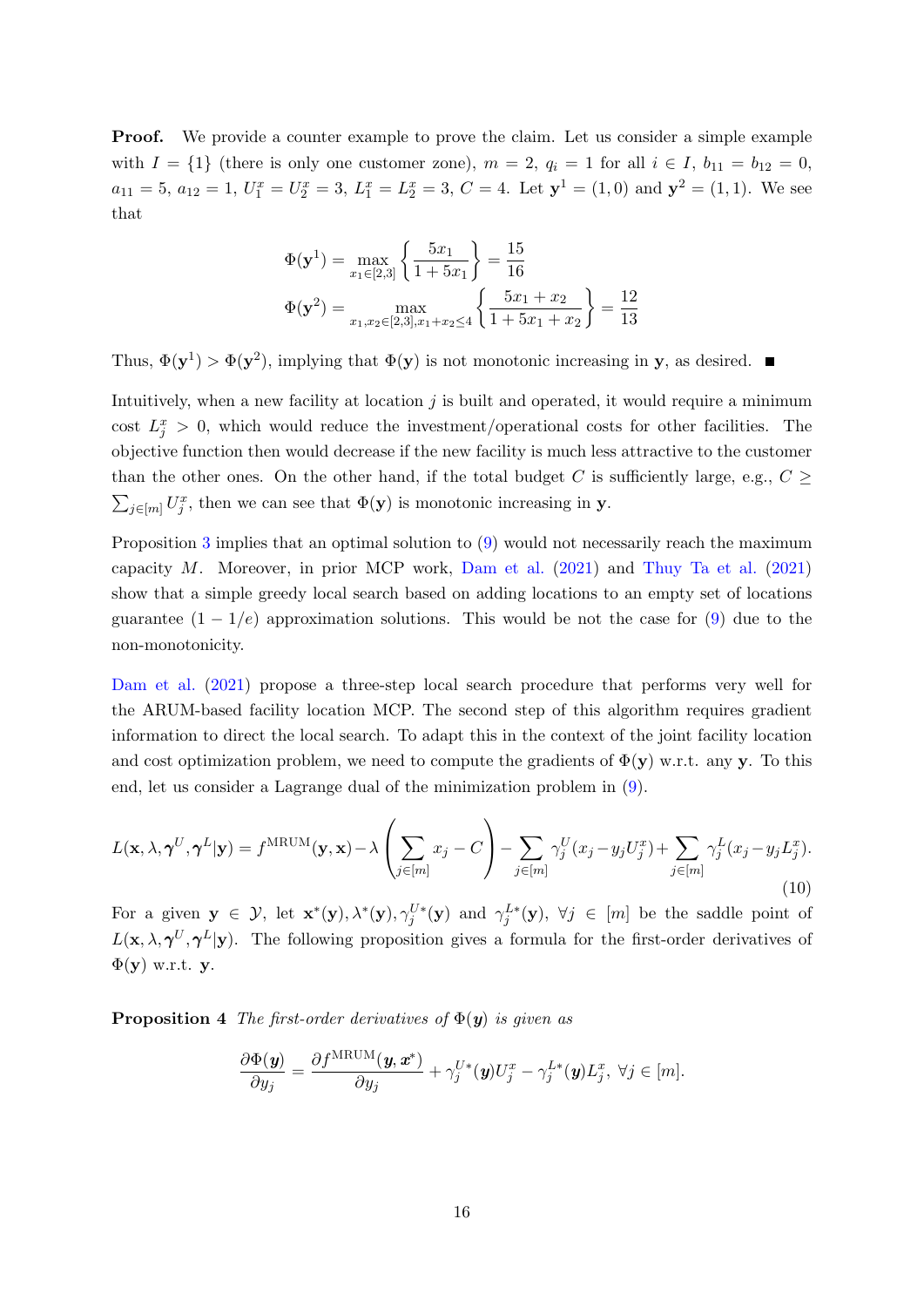**Proof.** We provide a counter example to prove the claim. Let us consider a simple example with $I = \{1\}$ (there is only one customer zone), $m = 2$, $q_i = 1$ for all $i \in I$, $b_{11} = b_{12} = 0$, $a_{11} = 5$, $a_{12} = 1$, $U_1^x = U_2^x = 3$, $L_1^x = L_2^x = 3$, $C = 4$. Let $\mathbf{y}^1 = (1, 0)$ and $\mathbf{y}^2 = (1, 1)$. We see that

$$
\Phi(\mathbf{y}^1) = \max_{x_1 \in [2,3]} \left\{ \frac{5x_1}{1 + 5x_1} \right\} = \frac{15}{16}
$$

$$
\Phi(\mathbf{y}^2) = \max_{x_1, x_2 \in [2,3], x_1 + x_2 \leq 4} \left\{ \frac{5x_1 + x_2}{1 + 5x_1 + x_2} \right\} = \frac{12}{13}
$$

Thus, $\Phi(\mathbf{y}^1) > \Phi(\mathbf{y}^2)$, implying that $\Phi(\mathbf{y})$ is not monotonic increasing in $\mathbf{y}$, as desired. ■

Intuitively, when a new facility at location $j$ is built and operated, it would require a minimum cost $L_j^x > 0$, which would reduce the investment/operational costs for other facilities. The objective function then would decrease if the new facility is much less attractive to the customer than the other ones. On the other hand, if the total budget $C$ is sufficiently large, e.g., $C \geq \sum_{j \in [m]} U_j^x$, then we can see that $\Phi(\mathbf{y})$ is monotonic increasing in $\mathbf{y}$.

Proposition 3 implies that an optimal solution to (9) would not necessarily reach the maximum capacity $M$. Moreover, in prior MCP work, Dam et al. (2021) and Thuy Ta et al. (2021) show that a simple greedy local search based on adding locations to an empty set of locations guarantee $(1 - 1/e)$ approximation solutions. This would be not the case for (9) due to the non-monotonicity.

Dam et al. (2021) propose a three-step local search procedure that performs very well for the ARUM-based facility location MCP. The second step of this algorithm requires gradient information to direct the local search. To adapt this in the context of the joint facility location and cost optimization problem, we need to compute the gradients of $\Phi(\mathbf{y})$ w.r.t. any $\mathbf{y}$. To this end, let us consider a Lagrange dual of the minimization problem in (9).

$$
L(\mathbf{x}, \lambda, \boldsymbol{\gamma}^U, \boldsymbol{\gamma}^L | \mathbf{y}) = f^{\text{MRUM}}(\mathbf{y}, \mathbf{x}) - \lambda \left( \sum_{j \in [m]} x_j - C \right) - \sum_{j \in [m]} \gamma_j^U (x_j - y_j U_j^x) + \sum_{j \in [m]} \gamma_j^L (x_j - y_j L_j^x). \tag{10}
$$

For a given $\mathbf{y} \in \mathcal{Y}$, let $\mathbf{x}^*(\mathbf{y}), \lambda^*(\mathbf{y}), \gamma_j^{U*}(\mathbf{y})$ and $\gamma_j^{L*}(\mathbf{y})$, $\forall j \in [m]$ be the saddle point of $L(\mathbf{x}, \lambda, \boldsymbol{\gamma}^U, \boldsymbol{\gamma}^L | \mathbf{y})$. The following proposition gives a formula for the first-order derivatives of $\Phi(\mathbf{y})$ w.r.t. $\mathbf{y}$.

**Proposition 4** *The first-order derivatives of $\Phi(\boldsymbol{y})$ is given as*

$$
\frac{\partial \Phi(\boldsymbol{y})}{\partial y_j} = \frac{\partial f^{\text{MRUM}}(\boldsymbol{y}, \boldsymbol{x}^*)}{\partial y_j} + \gamma_j^{U*}(\boldsymbol{y}) U_j^x - \gamma_j^{L*}(\boldsymbol{y}) L_j^x, \ \forall j \in [m].
$$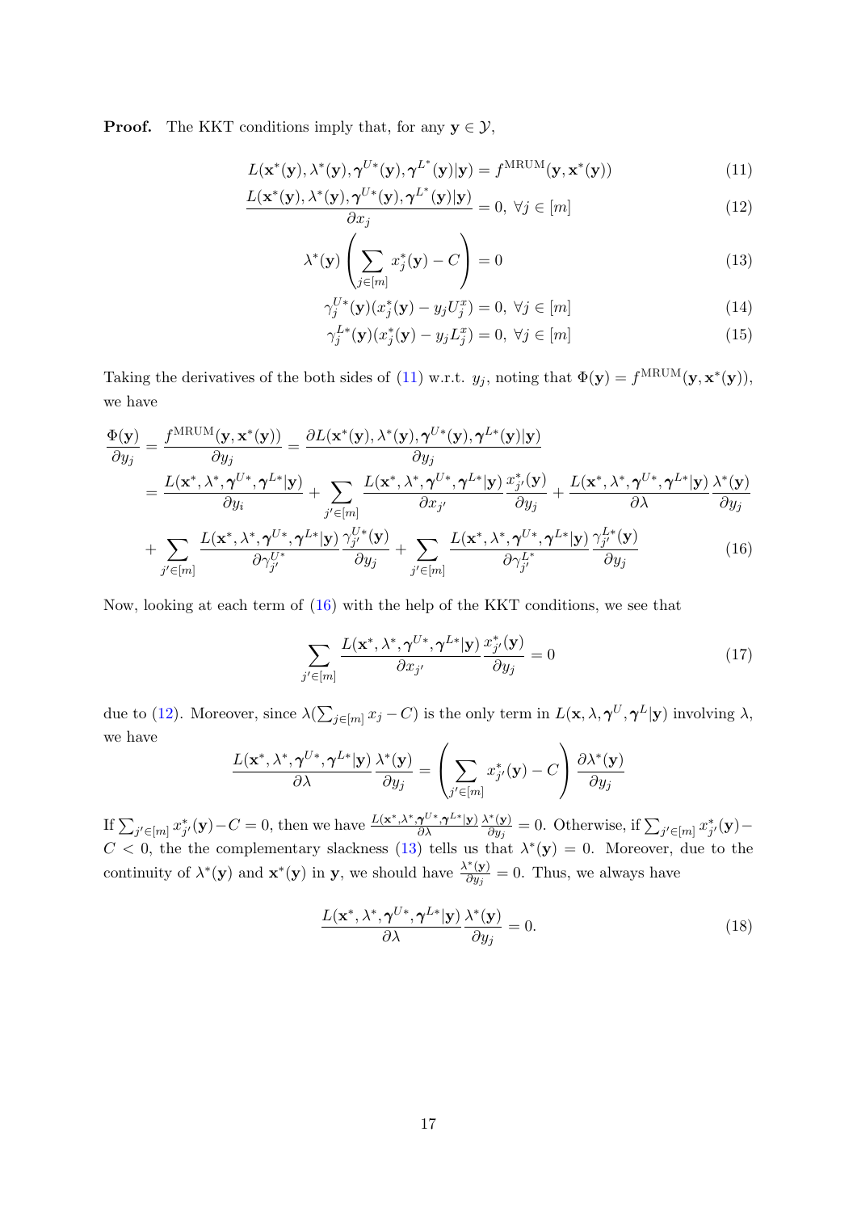**Proof.** The KKT conditions imply that, for any $\mathbf{y} \in \mathcal{Y}$,

$$L(\mathbf{x}^*(\mathbf{y}), \lambda^*(\mathbf{y}), \boldsymbol{\gamma}^{U*}(\mathbf{y}), \boldsymbol{\gamma}^{L^*}(\mathbf{y})|\mathbf{y}) = f^{\text{MRUM}}(\mathbf{y}, \mathbf{x}^*(\mathbf{y})) \tag{11}$$

$$\frac{L(\mathbf{x}^*(\mathbf{y}), \lambda^*(\mathbf{y}), \boldsymbol{\gamma}^{U*}(\mathbf{y}), \boldsymbol{\gamma}^{L^*}(\mathbf{y})|\mathbf{y})}{\partial x_j} = 0, \ \forall j \in [m] \tag{12}$$

$$\lambda^*(\mathbf{y}) \left( \sum_{j \in [m]} x_j^*(\mathbf{y}) - C \right) = 0 \tag{13}$$

$$\gamma_j^{U*}(\mathbf{y})(x_j^*(\mathbf{y}) - y_j U_j^x) = 0, \ \forall j \in [m] \tag{14}$$

$$\gamma_j^{L*}(\mathbf{y})(x_j^*(\mathbf{y}) - y_j L_j^x) = 0, \ \forall j \in [m] \tag{15}$$

Taking the derivatives of the both sides of (11) w.r.t. $y_j$, noting that $\Phi(\mathbf{y}) = f^{\text{MRUM}}(\mathbf{y}, \mathbf{x}^*(\mathbf{y}))$, we have

$$\begin{aligned}
\frac{\Phi(\mathbf{y})}{\partial y_j} &= \frac{f^{\text{MRUM}}(\mathbf{y}, \mathbf{x}^*(\mathbf{y}))}{\partial y_j} = \frac{\partial L(\mathbf{x}^*(\mathbf{y}), \lambda^*(\mathbf{y}), \boldsymbol{\gamma}^{U*}(\mathbf{y}), \boldsymbol{\gamma}^{L*}(\mathbf{y})|\mathbf{y})}{\partial y_j} \\
&= \frac{L(\mathbf{x}^*, \lambda^*, \boldsymbol{\gamma}^{U*}, \boldsymbol{\gamma}^{L*}|\mathbf{y})}{\partial y_i} + \sum_{j' \in [m]} \frac{L(\mathbf{x}^*, \lambda^*, \boldsymbol{\gamma}^{U*}, \boldsymbol{\gamma}^{L*}|\mathbf{y})}{\partial x_{j'}} \frac{x_{j'}^*(\mathbf{y})}{\partial y_j} + \frac{L(\mathbf{x}^*, \lambda^*, \boldsymbol{\gamma}^{U*}, \boldsymbol{\gamma}^{L*}|\mathbf{y})}{\partial \lambda} \frac{\lambda^*(\mathbf{y})}{\partial y_j} \\
&+ \sum_{j' \in [m]} \frac{L(\mathbf{x}^*, \lambda^*, \boldsymbol{\gamma}^{U*}, \boldsymbol{\gamma}^{L*}|\mathbf{y})}{\partial \gamma_{j'}^{U^*}} \frac{\gamma_{j'}^{U*}(\mathbf{y})}{\partial y_j} + \sum_{j' \in [m]} \frac{L(\mathbf{x}^*, \lambda^*, \boldsymbol{\gamma}^{U*}, \boldsymbol{\gamma}^{L*}|\mathbf{y})}{\partial \gamma_{j'}^{L^*}} \frac{\gamma_{j'}^{L*}(\mathbf{y})}{\partial y_j}
\end{aligned} \tag{16}$$

Now, looking at each term of (16) with the help of the KKT conditions, we see that

$$\sum_{j' \in [m]} \frac{L(\mathbf{x}^*, \lambda^*, \boldsymbol{\gamma}^{U*}, \boldsymbol{\gamma}^{L*}|\mathbf{y})}{\partial x_{j'}} \frac{x_{j'}^*(\mathbf{y})}{\partial y_j} = 0 \tag{17}$$

due to (12). Moreover, since $\lambda(\sum_{j \in [m]} x_j - C)$ is the only term in $L(\mathbf{x}, \lambda, \boldsymbol{\gamma}^U, \boldsymbol{\gamma}^L|\mathbf{y})$ involving $\lambda$, we have

$$\frac{L(\mathbf{x}^*, \lambda^*, \boldsymbol{\gamma}^{U*}, \boldsymbol{\gamma}^{L*}|\mathbf{y})}{\partial \lambda} \frac{\lambda^*(\mathbf{y})}{\partial y_j} = \left( \sum_{j' \in [m]} x_{j'}^*(\mathbf{y}) - C \right) \frac{\partial \lambda^*(\mathbf{y})}{\partial y_j}$$

If $\sum_{j' \in [m]} x_{j'}^*(\mathbf{y}) - C = 0$, then we have $\frac{L(\mathbf{x}^*, \lambda^*, \boldsymbol{\gamma}^{U*}, \boldsymbol{\gamma}^{L*}|\mathbf{y})}{\partial \lambda} \frac{\lambda^*(\mathbf{y})}{\partial y_j} = 0$. Otherwise, if $\sum_{j' \in [m]} x_{j'}^*(\mathbf{y}) - C < 0$, the the complementary slackness (13) tells us that $\lambda^*(\mathbf{y}) = 0$. Moreover, due to the continuity of $\lambda^*(\mathbf{y})$ and $\mathbf{x}^*(\mathbf{y})$ in $\mathbf{y}$, we should have $\frac{\lambda^*(\mathbf{y})}{\partial y_j} = 0$. Thus, we always have

$$\frac{L(\mathbf{x}^*, \lambda^*, \boldsymbol{\gamma}^{U*}, \boldsymbol{\gamma}^{L*}|\mathbf{y})}{\partial \lambda} \frac{\lambda^*(\mathbf{y})}{\partial y_j} = 0. \tag{18}$$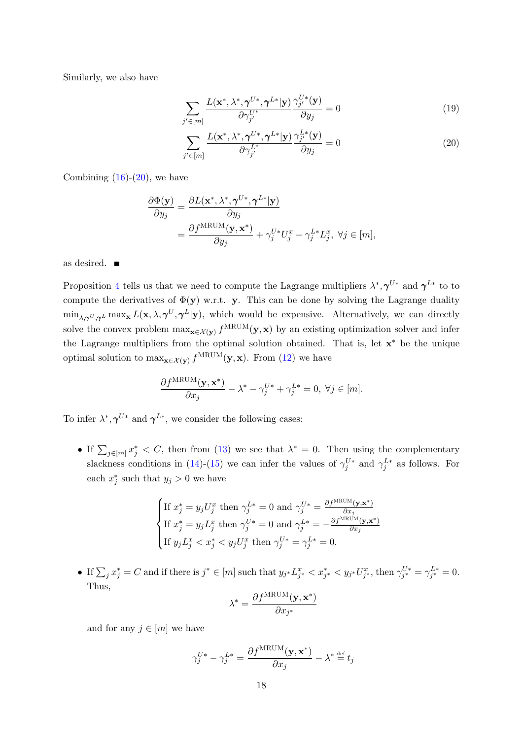Similarly, we also have

$$\sum_{j'\in[m]} \frac{L(\mathbf{x}^*, \lambda^*, \boldsymbol{\gamma}^{U*}, \boldsymbol{\gamma}^{L*}|\mathbf{y})}{\partial \gamma_{j'}^{U^*}} \frac{\gamma_{j'}^{U*}(\mathbf{y})}{\partial y_j} = 0 \tag{19}$$

$$\sum_{j'\in[m]} \frac{L(\mathbf{x}^*, \lambda^*, \boldsymbol{\gamma}^{U*}, \boldsymbol{\gamma}^{L*}|\mathbf{y})}{\partial \gamma_{j'}^{L^*}} \frac{\gamma_{j'}^{L*}(\mathbf{y})}{\partial y_j} = 0 \tag{20}$$

Combining (16)-(20), we have

$$\begin{aligned}
\frac{\partial \Phi(\mathbf{y})}{\partial y_j} &= \frac{\partial L(\mathbf{x}^*, \lambda^*, \boldsymbol{\gamma}^{U*}, \boldsymbol{\gamma}^{L*}|\mathbf{y})}{\partial y_j} \\
&= \frac{\partial f^{\text{MRUM}}(\mathbf{y}, \mathbf{x}^*)}{\partial y_j} + \gamma_j^{U*} U_j^x - \gamma_j^{L*} L_j^x, \ \forall j \in [m],
\end{aligned}$$

as desired. ■

Proposition 4 tells us that we need to compute the Lagrange multipliers $\lambda^*, \boldsymbol{\gamma}^{U*}$ and $\boldsymbol{\gamma}^{L*}$ to to compute the derivatives of $\Phi(\mathbf{y})$ w.r.t. $\mathbf{y}$. This can be done by solving the Lagrange duality $\min_{\lambda, \boldsymbol{\gamma}^U, \boldsymbol{\gamma}^L} \max_{\mathbf{x}} L(\mathbf{x}, \lambda, \boldsymbol{\gamma}^U, \boldsymbol{\gamma}^L|\mathbf{y})$, which would be expensive. Alternatively, we can directly solve the convex problem $\max_{\mathbf{x}\in\mathcal{X}(\mathbf{y})} f^{\text{MRUM}}(\mathbf{y}, \mathbf{x})$ by an existing optimization solver and infer the Lagrange multipliers from the optimal solution obtained. That is, let $\mathbf{x}^*$ be the unique optimal solution to $\max_{\mathbf{x}\in\mathcal{X}(\mathbf{y})} f^{\text{MRUM}}(\mathbf{y}, \mathbf{x})$. From (12) we have

$$\frac{\partial f^{\text{MRUM}}(\mathbf{y}, \mathbf{x}^*)}{\partial x_j} - \lambda^* - \gamma_j^{U*} + \gamma_j^{L*} = 0, \ \forall j \in [m].$$

To infer $\lambda^*, \boldsymbol{\gamma}^{U*}$ and $\boldsymbol{\gamma}^{L*}$, we consider the following cases:

- If $\sum_{j\in[m]} x_j^* < C$, then from (13) we see that $\lambda^* = 0$. Then using the complementary slackness conditions in (14)-(15) we can infer the values of $\gamma_j^{U*}$ and $\gamma_j^{L*}$ as follows. For each $x_j^*$ such that $y_j > 0$ we have

$$\begin{cases}
\text{If } x_j^* = y_j U_j^x \text{ then } \gamma_j^{L*} = 0 \text{ and } \gamma_j^{U*} = \frac{\partial f^{\text{MRUM}}(\mathbf{y}, \mathbf{x}^*)}{\partial x_j} \\
\text{If } x_j^* = y_j L_j^x \text{ then } \gamma_j^{U*} = 0 \text{ and } \gamma_j^{L*} = -\frac{\partial f^{\text{MRUM}}(\mathbf{y}, \mathbf{x}^*)}{\partial x_j} \\
\text{If } y_j L_j^x < x_j^* < y_j U_j^x \text{ then } \gamma_j^{U*} = \gamma_j^{L*} = 0.
\end{cases}$$

- If $\sum_j x_j^* = C$ and if there is $j^* \in [m]$ such that $y_{j^*} L_{j^*}^x < x_{j^*}^* < y_{j^*} U_{j^*}^x$, then $\gamma_{j^*}^{U*} = \gamma_{j^*}^{L*} = 0$. Thus,

$$\lambda^* = \frac{\partial f^{\text{MRUM}}(\mathbf{y}, \mathbf{x}^*)}{\partial x_{j^*}}$$

  and for any $j \in [m]$ we have

$$\gamma_j^{U*} - \gamma_j^{L*} = \frac{\partial f^{\text{MRUM}}(\mathbf{y}, \mathbf{x}^*)}{\partial x_j} - \lambda^* \stackrel{\text{def}}{=} t_j$$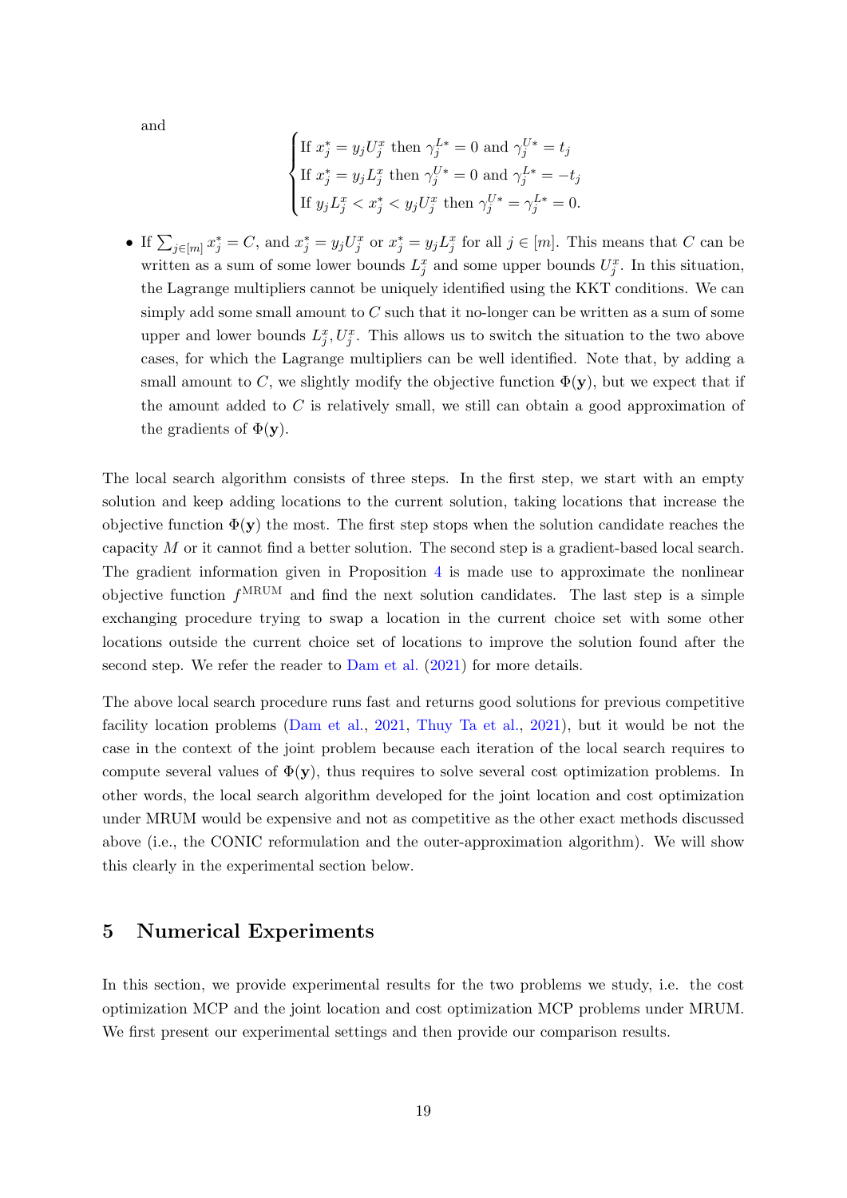and

$$
\begin{cases}
\text{If } x_j^* = y_j U_j^x \text{ then } \gamma_j^{L*} = 0 \text{ and } \gamma_j^{U*} = t_j \\
\text{If } x_j^* = y_j L_j^x \text{ then } \gamma_j^{U*} = 0 \text{ and } \gamma_j^{L*} = -t_j \\
\text{If } y_j L_j^x < x_j^* < y_j U_j^x \text{ then } \gamma_j^{U*} = \gamma_j^{L*} = 0.
\end{cases}
$$

- If $\sum_{j\in[m]} x_j^* = C$, and $x_j^* = y_j U_j^x$ or $x_j^* = y_j L_j^x$ for all $j \in [m]$. This means that $C$ can be written as a sum of some lower bounds $L_j^x$ and some upper bounds $U_j^x$. In this situation, the Lagrange multipliers cannot be uniquely identified using the KKT conditions. We can simply add some small amount to $C$ such that it no-longer can be written as a sum of some upper and lower bounds $L_j^x, U_j^x$. This allows us to switch the situation to the two above cases, for which the Lagrange multipliers can be well identified. Note that, by adding a small amount to $C$, we slightly modify the objective function $\Phi(\mathbf{y})$, but we expect that if the amount added to $C$ is relatively small, we still can obtain a good approximation of the gradients of $\Phi(\mathbf{y})$.

The local search algorithm consists of three steps. In the first step, we start with an empty solution and keep adding locations to the current solution, taking locations that increase the objective function $\Phi(\mathbf{y})$ the most. The first step stops when the solution candidate reaches the capacity $M$ or it cannot find a better solution. The second step is a gradient-based local search. The gradient information given in Proposition 4 is made use to approximate the nonlinear objective function $f^{\text{MRUM}}$ and find the next solution candidates. The last step is a simple exchanging procedure trying to swap a location in the current choice set with some other locations outside the current choice set of locations to improve the solution found after the second step. We refer the reader to Dam et al. (2021) for more details.

The above local search procedure runs fast and returns good solutions for previous competitive facility location problems (Dam et al., 2021, Thuy Ta et al., 2021), but it would be not the case in the context of the joint problem because each iteration of the local search requires to compute several values of $\Phi(\mathbf{y})$, thus requires to solve several cost optimization problems. In other words, the local search algorithm developed for the joint location and cost optimization under MRUM would be expensive and not as competitive as the other exact methods discussed above (i.e., the CONIC reformulation and the outer-approximation algorithm). We will show this clearly in the experimental section below.

## 5 Numerical Experiments

In this section, we provide experimental results for the two problems we study, i.e. the cost optimization MCP and the joint location and cost optimization MCP problems under MRUM. We first present our experimental settings and then provide our comparison results.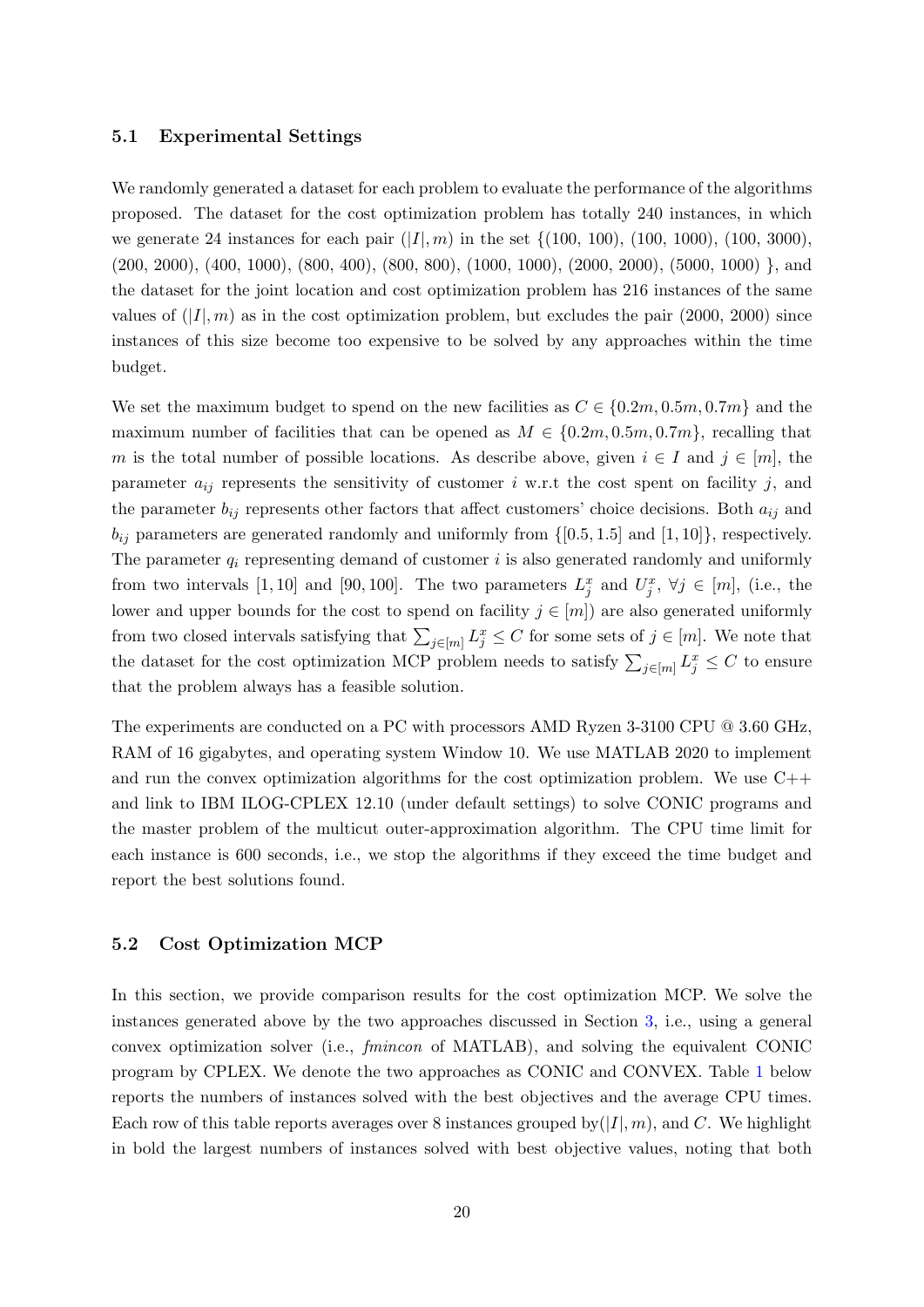### 5.1 Experimental Settings

We randomly generated a dataset for each problem to evaluate the performance of the algorithms proposed. The dataset for the cost optimization problem has totally 240 instances, in which we generate 24 instances for each pair $(|I|, m)$ in the set {(100, 100), (100, 1000), (100, 3000), (200, 2000), (400, 1000), (800, 400), (800, 800), (1000, 1000), (2000, 2000), (5000, 1000) }, and the dataset for the joint location and cost optimization problem has 216 instances of the same values of $(|I|, m)$ as in the cost optimization problem, but excludes the pair (2000, 2000) since instances of this size become too expensive to be solved by any approaches within the time budget.

We set the maximum budget to spend on the new facilities as $C \in \{0.2m, 0.5m, 0.7m\}$ and the maximum number of facilities that can be opened as $M \in \{0.2m, 0.5m, 0.7m\}$, recalling that $m$ is the total number of possible locations. As describe above, given $i \in I$ and $j \in [m]$, the parameter $a_{ij}$ represents the sensitivity of customer $i$ w.r.t the cost spent on facility $j$, and the parameter $b_{ij}$ represents other factors that affect customers' choice decisions. Both $a_{ij}$ and $b_{ij}$ parameters are generated randomly and uniformly from $\{[0.5, 1.5]$ and $[1, 10]\}$, respectively. The parameter $q_i$ representing demand of customer $i$ is also generated randomly and uniformly from two intervals $[1, 10]$ and $[90, 100]$. The two parameters $L^x_j$ and $U^x_j$, $\forall j \in [m]$, (i.e., the lower and upper bounds for the cost to spend on facility $j \in [m]$) are also generated uniformly from two closed intervals satisfying that $\sum_{j\in[m]} L^x_j \leq C$ for some sets of $j \in [m]$. We note that the dataset for the cost optimization MCP problem needs to satisfy $\sum_{j\in[m]} L^x_j \leq C$ to ensure that the problem always has a feasible solution.

The experiments are conducted on a PC with processors AMD Ryzen 3-3100 CPU @ 3.60 GHz, RAM of 16 gigabytes, and operating system Window 10. We use MATLAB 2020 to implement and run the convex optimization algorithms for the cost optimization problem. We use C++ and link to IBM ILOG-CPLEX 12.10 (under default settings) to solve CONIC programs and the master problem of the multicut outer-approximation algorithm. The CPU time limit for each instance is 600 seconds, i.e., we stop the algorithms if they exceed the time budget and report the best solutions found.

### 5.2 Cost Optimization MCP

In this section, we provide comparison results for the cost optimization MCP. We solve the instances generated above by the two approaches discussed in Section 3, i.e., using a general convex optimization solver (i.e., *fmincon* of MATLAB), and solving the equivalent CONIC program by CPLEX. We denote the two approaches as CONIC and CONVEX. Table 1 below reports the numbers of instances solved with the best objectives and the average CPU times. Each row of this table reports averages over 8 instances grouped by$(|I|, m)$, and $C$. We highlight in bold the largest numbers of instances solved with best objective values, noting that both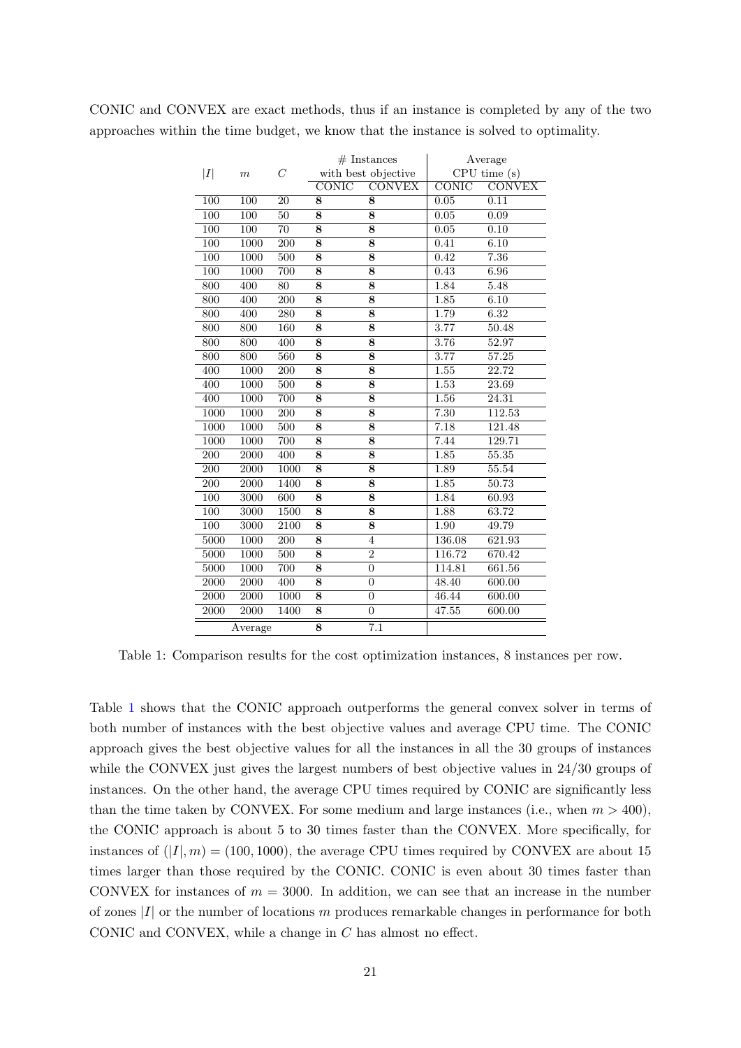CONIC and CONVEX are exact methods, thus if an instance is completed by any of the two approaches within the time budget, we know that the instance is solved to optimality.

| $\|I\|$ | $m$ | $C$ | # Instances with best objective | | Average CPU time (s) | |
|---|---|---|---|---|---|---|
| | | | CONIC | CONVEX | CONIC | CONVEX |
| 100 | 100 | 20 | **8** | **8** | 0.05 | 0.11 |
| 100 | 100 | 50 | **8** | **8** | 0.05 | 0.09 |
| 100 | 100 | 70 | **8** | **8** | 0.05 | 0.10 |
| 100 | 1000 | 200 | **8** | **8** | 0.41 | 6.10 |
| 100 | 1000 | 500 | **8** | **8** | 0.42 | 7.36 |
| 100 | 1000 | 700 | **8** | **8** | 0.43 | 6.96 |
| 800 | 400 | 80 | **8** | **8** | 1.84 | 5.48 |
| 800 | 400 | 200 | **8** | **8** | 1.85 | 6.10 |
| 800 | 400 | 280 | **8** | **8** | 1.79 | 6.32 |
| 800 | 800 | 160 | **8** | **8** | 3.77 | 50.48 |
| 800 | 800 | 400 | **8** | **8** | 3.76 | 52.97 |
| 800 | 800 | 560 | **8** | **8** | 3.77 | 57.25 |
| 400 | 1000 | 200 | **8** | **8** | 1.55 | 22.72 |
| 400 | 1000 | 500 | **8** | **8** | 1.53 | 23.69 |
| 400 | 1000 | 700 | **8** | **8** | 1.56 | 24.31 |
| 1000 | 1000 | 200 | **8** | **8** | 7.30 | 112.53 |
| 1000 | 1000 | 500 | **8** | **8** | 7.18 | 121.48 |
| 1000 | 1000 | 700 | **8** | **8** | 7.44 | 129.71 |
| 200 | 2000 | 400 | **8** | **8** | 1.85 | 55.35 |
| 200 | 2000 | 1000 | **8** | **8** | 1.89 | 55.54 |
| 200 | 2000 | 1400 | **8** | **8** | 1.85 | 50.73 |
| 100 | 3000 | 600 | **8** | **8** | 1.84 | 60.93 |
| 100 | 3000 | 1500 | **8** | **8** | 1.88 | 63.72 |
| 100 | 3000 | 2100 | **8** | **8** | 1.90 | 49.79 |
| 5000 | 1000 | 200 | **8** | 4 | 136.08 | 621.93 |
| 5000 | 1000 | 500 | **8** | 2 | 116.72 | 670.42 |
| 5000 | 1000 | 700 | **8** | 0 | 114.81 | 661.56 |
| 2000 | 2000 | 400 | **8** | 0 | 48.40 | 600.00 |
| 2000 | 2000 | 1000 | **8** | 0 | 46.44 | 600.00 |
| 2000 | 2000 | 1400 | **8** | 0 | 47.55 | 600.00 |
| Average | | | **8** | 7.1 | | |

Table 1: Comparison results for the cost optimization instances, 8 instances per row.

Table 1 shows that the CONIC approach outperforms the general convex solver in terms of both number of instances with the best objective values and average CPU time. The CONIC approach gives the best objective values for all the instances in all the 30 groups of instances while the CONVEX just gives the largest numbers of best objective values in 24/30 groups of instances. On the other hand, the average CPU times required by CONIC are significantly less than the time taken by CONVEX. For some medium and large instances (i.e., when $m > 400$), the CONIC approach is about 5 to 30 times faster than the CONVEX. More specifically, for instances of $(|I|, m) = (100, 1000)$, the average CPU times required by CONVEX are about 15 times larger than those required by the CONIC. CONIC is even about 30 times faster than CONVEX for instances of $m = 3000$. In addition, we can see that an increase in the number of zones $|I|$ or the number of locations $m$ produces remarkable changes in performance for both CONIC and CONVEX, while a change in $C$ has almost no effect.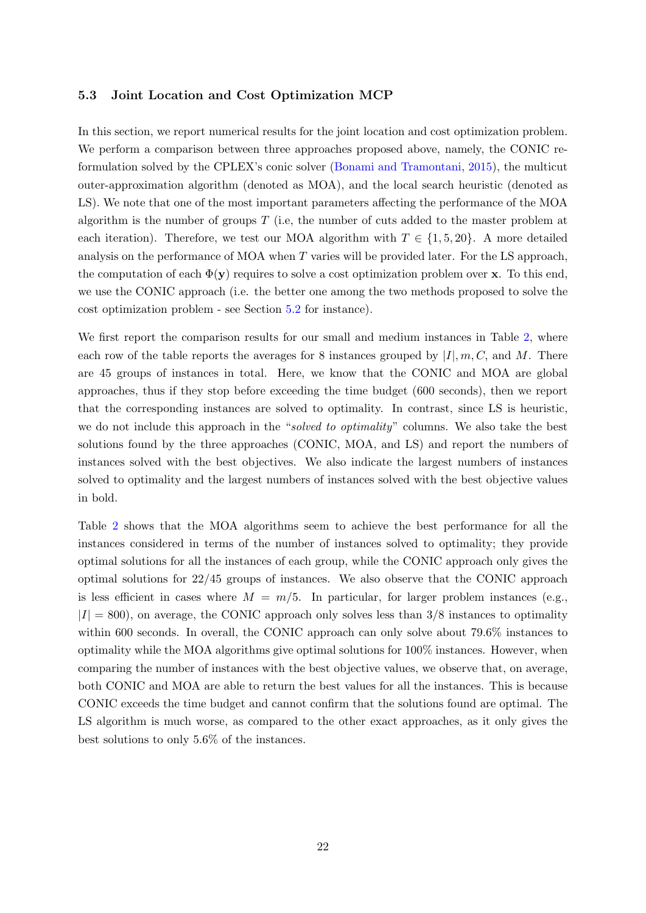### 5.3 Joint Location and Cost Optimization MCP

In this section, we report numerical results for the joint location and cost optimization problem. We perform a comparison between three approaches proposed above, namely, the CONIC reformulation solved by the CPLEX's conic solver (Bonami and Tramontani, 2015), the multicut outer-approximation algorithm (denoted as MOA), and the local search heuristic (denoted as LS). We note that one of the most important parameters affecting the performance of the MOA algorithm is the number of groups $T$ (i.e, the number of cuts added to the master problem at each iteration). Therefore, we test our MOA algorithm with $T \in \{1, 5, 20\}$. A more detailed analysis on the performance of MOA when $T$ varies will be provided later. For the LS approach, the computation of each $\Phi(\mathbf{y})$ requires to solve a cost optimization problem over $\mathbf{x}$. To this end, we use the CONIC approach (i.e. the better one among the two methods proposed to solve the cost optimization problem - see Section 5.2 for instance).

We first report the comparison results for our small and medium instances in Table 2, where each row of the table reports the averages for 8 instances grouped by $|I|, m, C$, and $M$. There are 45 groups of instances in total. Here, we know that the CONIC and MOA are global approaches, thus if they stop before exceeding the time budget (600 seconds), then we report that the corresponding instances are solved to optimality. In contrast, since LS is heuristic, we do not include this approach in the "*solved to optimality*" columns. We also take the best solutions found by the three approaches (CONIC, MOA, and LS) and report the numbers of instances solved with the best objectives. We also indicate the largest numbers of instances solved to optimality and the largest numbers of instances solved with the best objective values in bold.

Table 2 shows that the MOA algorithms seem to achieve the best performance for all the instances considered in terms of the number of instances solved to optimality; they provide optimal solutions for all the instances of each group, while the CONIC approach only gives the optimal solutions for 22/45 groups of instances. We also observe that the CONIC approach is less efficient in cases where $M = m/5$. In particular, for larger problem instances (e.g., $|I| = 800$), on average, the CONIC approach only solves less than 3/8 instances to optimality within 600 seconds. In overall, the CONIC approach can only solve about 79.6% instances to optimality while the MOA algorithms give optimal solutions for 100% instances. However, when comparing the number of instances with the best objective values, we observe that, on average, both CONIC and MOA are able to return the best values for all the instances. This is because CONIC exceeds the time budget and cannot confirm that the solutions found are optimal. The LS algorithm is much worse, as compared to the other exact approaches, as it only gives the best solutions to only 5.6% of the instances.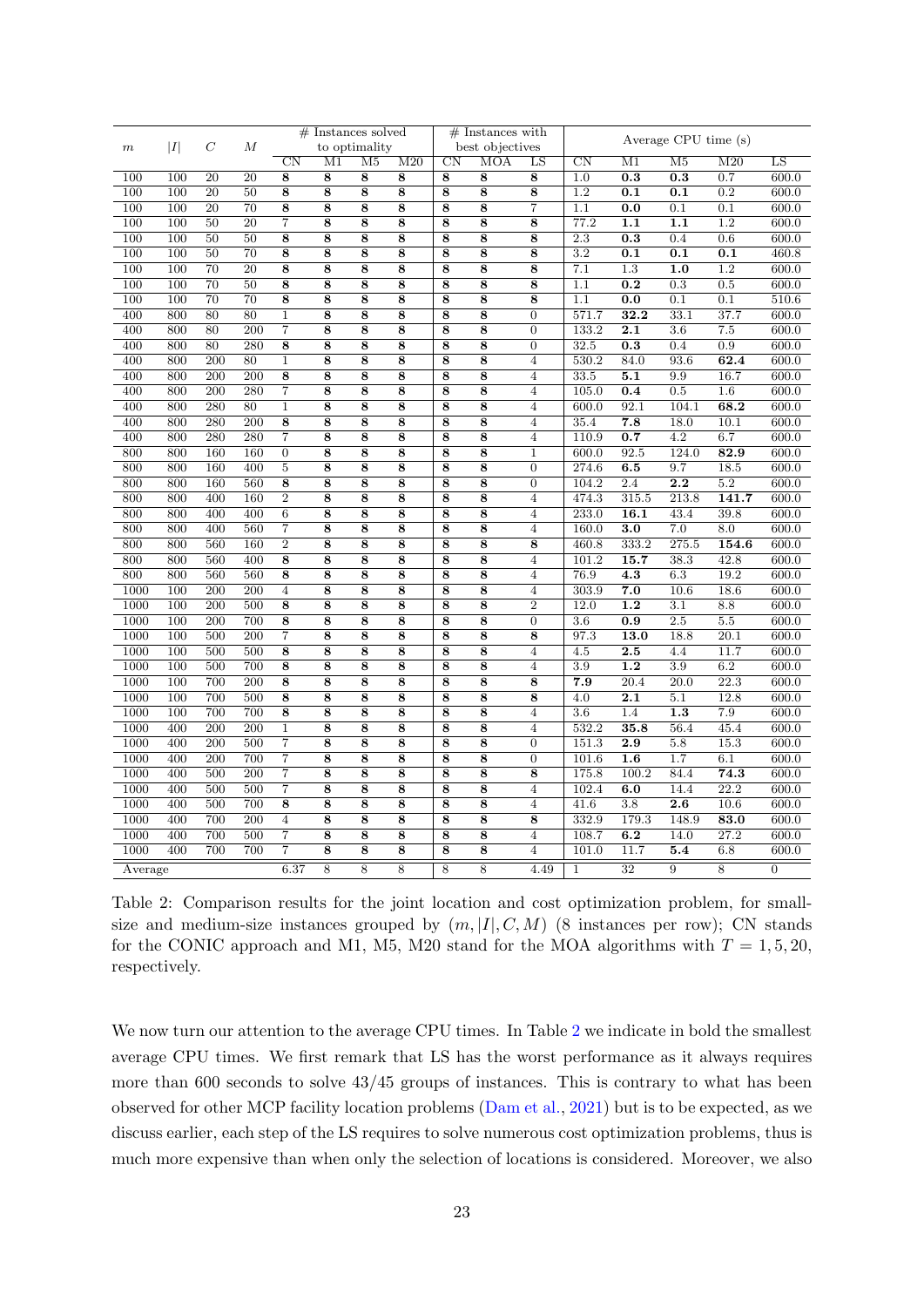| $m$ | $\|I\|$ | $C$ | $M$ | # Instances solved to optimality | | | | # Instances with best objectives | | | Average CPU time (s) | | | | |
|---|---|---|---|---|---|---|---|---|---|---|---|---|---|---|---|
| | | | | CN | M1 | M5 | M20 | CN | MOA | LS | CN | M1 | M5 | M20 | LS |
| 100 | 100 | 20 | 20 | **8** | **8** | **8** | **8** | **8** | **8** | **8** | 1.0 | **0.3** | **0.3** | 0.7 | 600.0 |
| 100 | 100 | 20 | 50 | **8** | **8** | **8** | **8** | **8** | **8** | **8** | 1.2 | **0.1** | **0.1** | 0.2 | 600.0 |
| 100 | 100 | 20 | 70 | **8** | **8** | **8** | **8** | **8** | **8** | 7 | 1.1 | **0.0** | 0.1 | 0.1 | 600.0 |
| 100 | 100 | 50 | 20 | 7 | **8** | **8** | **8** | **8** | **8** | **8** | 77.2 | **1.1** | **1.1** | 1.2 | 600.0 |
| 100 | 100 | 50 | 50 | **8** | **8** | **8** | **8** | **8** | **8** | **8** | 2.3 | **0.3** | 0.4 | 0.6 | 600.0 |
| 100 | 100 | 50 | 70 | **8** | **8** | **8** | **8** | **8** | **8** | **8** | 3.2 | **0.1** | **0.1** | **0.1** | 460.8 |
| 100 | 100 | 70 | 20 | **8** | **8** | **8** | **8** | **8** | **8** | **8** | 7.1 | 1.3 | **1.0** | 1.2 | 600.0 |
| 100 | 100 | 70 | 50 | **8** | **8** | **8** | **8** | **8** | **8** | **8** | 1.1 | **0.2** | 0.3 | 0.5 | 600.0 |
| 100 | 100 | 70 | 70 | **8** | **8** | **8** | **8** | **8** | **8** | **8** | 1.1 | **0.0** | 0.1 | 0.1 | 510.6 |
| 400 | 800 | 80 | 80 | 1 | **8** | **8** | **8** | **8** | **8** | 0 | 571.7 | **32.2** | 33.1 | 37.7 | 600.0 |
| 400 | 800 | 80 | 200 | 7 | **8** | **8** | **8** | **8** | **8** | 0 | 133.2 | **2.1** | 3.6 | 7.5 | 600.0 |
| 400 | 800 | 80 | 280 | **8** | **8** | **8** | **8** | **8** | **8** | 0 | 32.5 | **0.3** | 0.4 | 0.9 | 600.0 |
| 400 | 800 | 200 | 80 | 1 | **8** | **8** | **8** | **8** | **8** | 4 | 530.2 | 84.0 | 93.6 | **62.4** | 600.0 |
| 400 | 800 | 200 | 200 | **8** | **8** | **8** | **8** | **8** | **8** | 4 | 33.5 | **5.1** | 9.9 | 16.7 | 600.0 |
| 400 | 800 | 200 | 280 | 7 | **8** | **8** | **8** | **8** | **8** | 4 | 105.0 | **0.4** | 0.5 | 1.6 | 600.0 |
| 400 | 800 | 280 | 80 | 1 | **8** | **8** | **8** | **8** | **8** | 4 | 600.0 | 92.1 | 104.1 | **68.2** | 600.0 |
| 400 | 800 | 280 | 200 | **8** | **8** | **8** | **8** | **8** | **8** | 4 | 35.4 | **7.8** | 18.0 | 10.1 | 600.0 |
| 400 | 800 | 280 | 280 | 7 | **8** | **8** | **8** | **8** | **8** | 4 | 110.9 | **0.7** | 4.2 | 6.7 | 600.0 |
| 800 | 800 | 160 | 160 | 0 | **8** | **8** | **8** | **8** | **8** | 1 | 600.0 | 92.5 | 124.0 | **82.9** | 600.0 |
| 800 | 800 | 160 | 400 | 5 | **8** | **8** | **8** | **8** | **8** | 0 | 274.6 | **6.5** | 9.7 | 18.5 | 600.0 |
| 800 | 800 | 160 | 560 | **8** | **8** | **8** | **8** | **8** | **8** | 0 | 104.2 | 2.4 | **2.2** | 5.2 | 600.0 |
| 800 | 800 | 400 | 160 | 2 | **8** | **8** | **8** | **8** | **8** | 4 | 474.3 | 315.5 | 213.8 | **141.7** | 600.0 |
| 800 | 800 | 400 | 400 | 6 | **8** | **8** | **8** | **8** | **8** | 4 | 233.0 | **16.1** | 43.4 | 39.8 | 600.0 |
| 800 | 800 | 400 | 560 | 7 | **8** | **8** | **8** | **8** | **8** | 4 | 160.0 | **3.0** | 7.0 | 8.0 | 600.0 |
| 800 | 800 | 560 | 160 | 2 | **8** | **8** | **8** | **8** | **8** | **8** | 460.8 | 333.2 | 275.5 | **154.6** | 600.0 |
| 800 | 800 | 560 | 400 | **8** | **8** | **8** | **8** | **8** | **8** | 4 | 101.2 | **15.7** | 38.3 | 42.8 | 600.0 |
| 800 | 800 | 560 | 560 | **8** | **8** | **8** | **8** | **8** | **8** | 4 | 76.9 | **4.3** | 6.3 | 19.2 | 600.0 |
| 1000 | 100 | 200 | 200 | 4 | **8** | **8** | **8** | **8** | **8** | 4 | 303.9 | **7.0** | 10.6 | 18.6 | 600.0 |
| 1000 | 100 | 200 | 500 | **8** | **8** | **8** | **8** | **8** | **8** | 2 | 12.0 | **1.2** | 3.1 | 8.8 | 600.0 |
| 1000 | 100 | 200 | 700 | **8** | **8** | **8** | **8** | **8** | **8** | 0 | 3.6 | **0.9** | 2.5 | 5.5 | 600.0 |
| 1000 | 100 | 500 | 200 | 7 | **8** | **8** | **8** | **8** | **8** | **8** | 97.3 | **13.0** | 18.8 | 20.1 | 600.0 |
| 1000 | 100 | 500 | 500 | **8** | **8** | **8** | **8** | **8** | **8** | 4 | 4.5 | **2.5** | 4.4 | 11.7 | 600.0 |
| 1000 | 100 | 500 | 700 | **8** | **8** | **8** | **8** | **8** | **8** | 4 | 3.9 | **1.2** | 3.9 | 6.2 | 600.0 |
| 1000 | 100 | 700 | 200 | **8** | **8** | **8** | **8** | **8** | **8** | **8** | **7.9** | 20.4 | 20.0 | 22.3 | 600.0 |
| 1000 | 100 | 700 | 500 | **8** | **8** | **8** | **8** | **8** | **8** | **8** | 4.0 | **2.1** | 5.1 | 12.8 | 600.0 |
| 1000 | 100 | 700 | 700 | **8** | **8** | **8** | **8** | **8** | **8** | 4 | 3.6 | 1.4 | **1.3** | 7.9 | 600.0 |
| 1000 | 400 | 200 | 200 | 1 | **8** | **8** | **8** | **8** | **8** | 4 | 532.2 | **35.8** | 56.4 | 45.4 | 600.0 |
| 1000 | 400 | 200 | 500 | 7 | **8** | **8** | **8** | **8** | **8** | 0 | 151.3 | **2.9** | 5.8 | 15.3 | 600.0 |
| 1000 | 400 | 200 | 700 | 7 | **8** | **8** | **8** | **8** | **8** | 0 | 101.6 | **1.6** | 1.7 | 6.1 | 600.0 |
| 1000 | 400 | 500 | 200 | 7 | **8** | **8** | **8** | **8** | **8** | **8** | 175.8 | 100.2 | 84.4 | **74.3** | 600.0 |
| 1000 | 400 | 500 | 500 | 7 | **8** | **8** | **8** | **8** | **8** | 4 | 102.4 | **6.0** | 14.4 | 22.2 | 600.0 |
| 1000 | 400 | 500 | 700 | **8** | **8** | **8** | **8** | **8** | **8** | 4 | 41.6 | 3.8 | **2.6** | 10.6 | 600.0 |
| 1000 | 400 | 700 | 200 | 4 | **8** | **8** | **8** | **8** | **8** | **8** | 332.9 | 179.3 | 148.9 | **83.0** | 600.0 |
| 1000 | 400 | 700 | 500 | 7 | **8** | **8** | **8** | **8** | **8** | 4 | 108.7 | **6.2** | 14.0 | 27.2 | 600.0 |
| 1000 | 400 | 700 | 700 | 7 | **8** | **8** | **8** | **8** | **8** | 4 | 101.0 | 11.7 | **5.4** | 6.8 | 600.0 |
| Average | | | | 6.37 | 8 | 8 | 8 | 8 | 8 | 4.49 | 1 | 32 | 9 | 8 | 0 |

Table 2: Comparison results for the joint location and cost optimization problem, for small-size and medium-size instances grouped by $(m, |I|, C, M)$ (8 instances per row); CN stands for the CONIC approach and M1, M5, M20 stand for the MOA algorithms with $T = 1, 5, 20$, respectively.

We now turn our attention to the average CPU times. In Table 2 we indicate in bold the smallest average CPU times. We first remark that LS has the worst performance as it always requires more than 600 seconds to solve 43/45 groups of instances. This is contrary to what has been observed for other MCP facility location problems (Dam et al., 2021) but is to be expected, as we discuss earlier, each step of the LS requires to solve numerous cost optimization problems, thus is much more expensive than when only the selection of locations is considered. Moreover, we also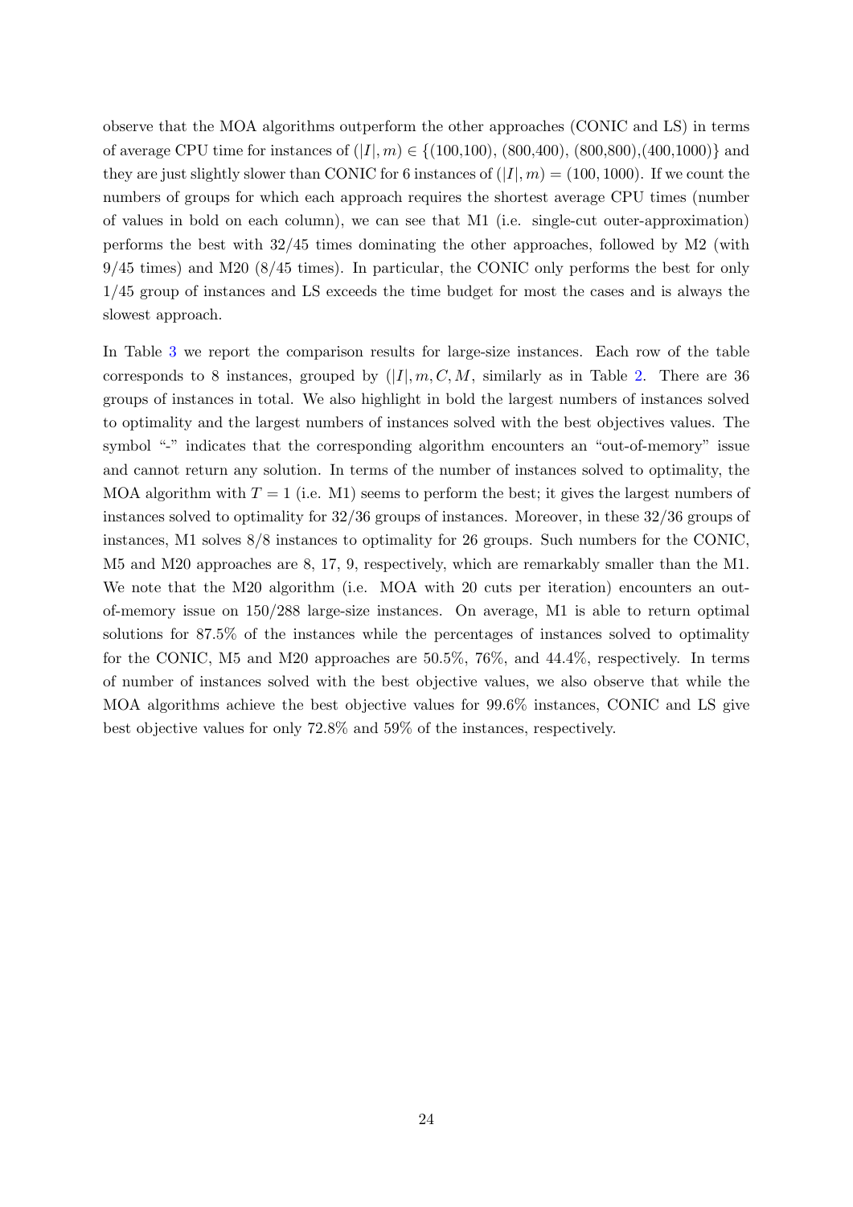observe that the MOA algorithms outperform the other approaches (CONIC and LS) in terms of average CPU time for instances of $(|I|, m) \in \{(100{,}100), (800{,}400), (800{,}800), (400{,}1000)\}$ and they are just slightly slower than CONIC for 6 instances of $(|I|, m) = (100, 1000)$. If we count the numbers of groups for which each approach requires the shortest average CPU times (number of values in bold on each column), we can see that M1 (i.e. single-cut outer-approximation) performs the best with 32/45 times dominating the other approaches, followed by M2 (with 9/45 times) and M20 (8/45 times). In particular, the CONIC only performs the best for only 1/45 group of instances and LS exceeds the time budget for most the cases and is always the slowest approach.

In Table 3 we report the comparison results for large-size instances. Each row of the table corresponds to 8 instances, grouped by $(|I|, m, C, M$, similarly as in Table 2. There are 36 groups of instances in total. We also highlight in bold the largest numbers of instances solved to optimality and the largest numbers of instances solved with the best objectives values. The symbol "-" indicates that the corresponding algorithm encounters an "out-of-memory" issue and cannot return any solution. In terms of the number of instances solved to optimality, the MOA algorithm with $T = 1$ (i.e. M1) seems to perform the best; it gives the largest numbers of instances solved to optimality for 32/36 groups of instances. Moreover, in these 32/36 groups of instances, M1 solves 8/8 instances to optimality for 26 groups. Such numbers for the CONIC, M5 and M20 approaches are 8, 17, 9, respectively, which are remarkably smaller than the M1. We note that the M20 algorithm (i.e. MOA with 20 cuts per iteration) encounters an out-of-memory issue on 150/288 large-size instances. On average, M1 is able to return optimal solutions for 87.5% of the instances while the percentages of instances solved to optimality for the CONIC, M5 and M20 approaches are 50.5%, 76%, and 44.4%, respectively. In terms of number of instances solved with the best objective values, we also observe that while the MOA algorithms achieve the best objective values for 99.6% instances, CONIC and LS give best objective values for only 72.8% and 59% of the instances, respectively.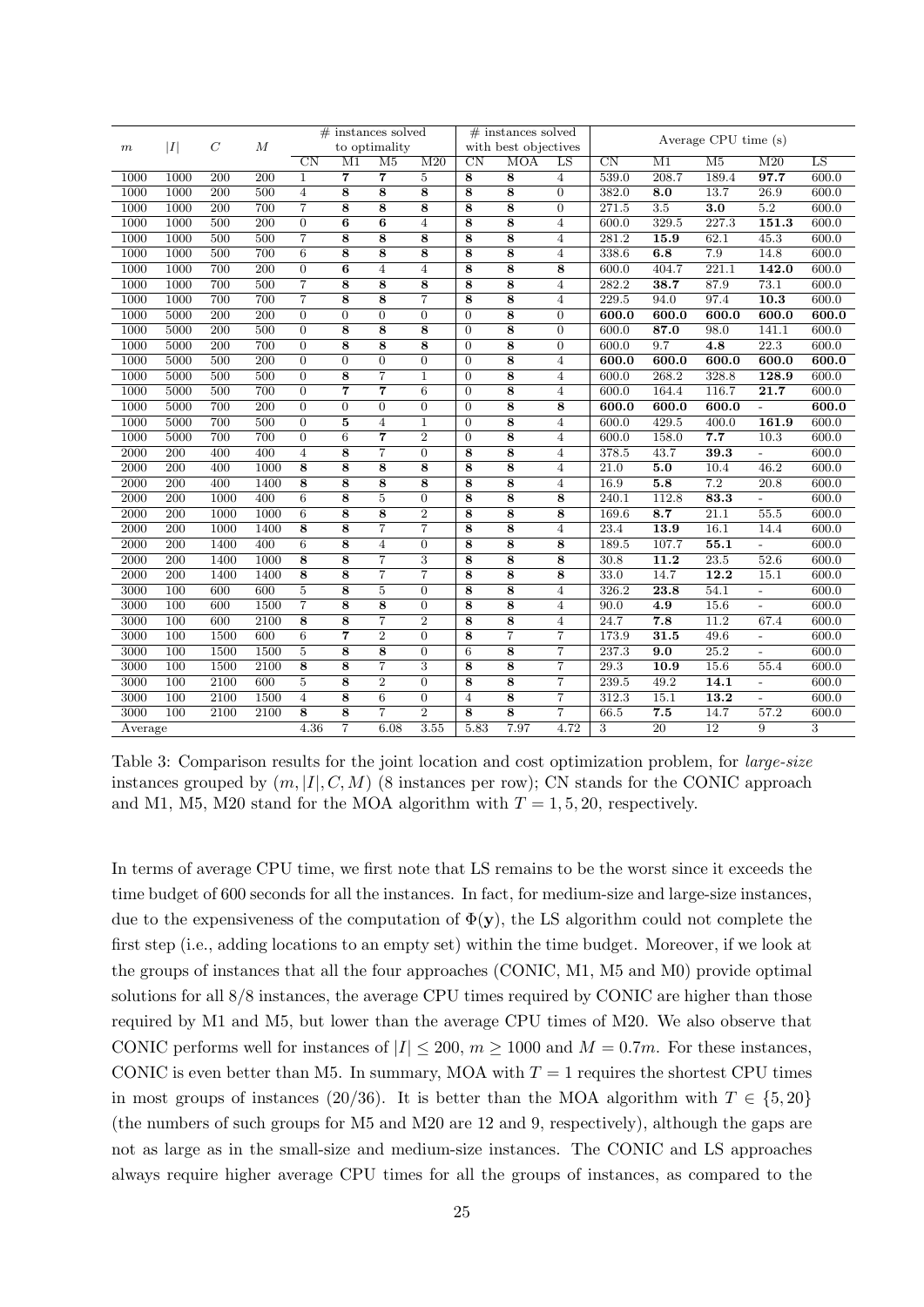| $m$ | $\|I\|$ | $C$ | $M$ | # instances solved to optimality | | | | # instances solved with best objectives | | | Average CPU time (s) | | | | |
|---|---|---|---|---|---|---|---|---|---|---|---|---|---|---|---|
| | | | | CN | M1 | M5 | M20 | CN | MOA | LS | CN | M1 | M5 | M20 | LS |
| 1000 | 1000 | 200 | 200 | 1 | **7** | **7** | 5 | **8** | **8** | 4 | 539.0 | 208.7 | 189.4 | **97.7** | 600.0 |
| 1000 | 1000 | 200 | 500 | 4 | **8** | **8** | **8** | **8** | **8** | 0 | 382.0 | **8.0** | 13.7 | 26.9 | 600.0 |
| 1000 | 1000 | 200 | 700 | 7 | **8** | **8** | **8** | **8** | **8** | 0 | 271.5 | 3.5 | **3.0** | 5.2 | 600.0 |
| 1000 | 1000 | 500 | 200 | 0 | **6** | **6** | 4 | **8** | **8** | 4 | 600.0 | 329.5 | 227.3 | **151.3** | 600.0 |
| 1000 | 1000 | 500 | 500 | 7 | **8** | **8** | **8** | **8** | **8** | 4 | 281.2 | **15.9** | 62.1 | 45.3 | 600.0 |
| 1000 | 1000 | 500 | 700 | 6 | **8** | **8** | **8** | **8** | **8** | 4 | 338.6 | **6.8** | 7.9 | 14.8 | 600.0 |
| 1000 | 1000 | 700 | 200 | 0 | **6** | 4 | 4 | **8** | **8** | **8** | 600.0 | 404.7 | 221.1 | **142.0** | 600.0 |
| 1000 | 1000 | 700 | 500 | 7 | **8** | **8** | **8** | **8** | **8** | 4 | 282.2 | **38.7** | 87.9 | 73.1 | 600.0 |
| 1000 | 1000 | 700 | 700 | 7 | **8** | **8** | 7 | **8** | **8** | 4 | 229.5 | 94.0 | 97.4 | **10.3** | 600.0 |
| 1000 | 5000 | 200 | 200 | 0 | 0 | 0 | 0 | 0 | **8** | 0 | **600.0** | **600.0** | **600.0** | **600.0** | **600.0** |
| 1000 | 5000 | 200 | 500 | 0 | **8** | **8** | **8** | 0 | **8** | 0 | 600.0 | **87.0** | 98.0 | 141.1 | 600.0 |
| 1000 | 5000 | 200 | 700 | 0 | **8** | **8** | **8** | 0 | **8** | 0 | 600.0 | 9.7 | **4.8** | 22.3 | 600.0 |
| 1000 | 5000 | 500 | 200 | 0 | 0 | 0 | 0 | 0 | **8** | 4 | **600.0** | **600.0** | **600.0** | **600.0** | **600.0** |
| 1000 | 5000 | 500 | 500 | 0 | **8** | 7 | 1 | 0 | **8** | 4 | 600.0 | 268.2 | 328.8 | **128.9** | 600.0 |
| 1000 | 5000 | 500 | 700 | 0 | **7** | **7** | 6 | 0 | **8** | 4 | 600.0 | 164.4 | 116.7 | **21.7** | 600.0 |
| 1000 | 5000 | 700 | 200 | 0 | 0 | 0 | 0 | 0 | **8** | **8** | **600.0** | **600.0** | **600.0** | - | **600.0** |
| 1000 | 5000 | 700 | 500 | 0 | **5** | 4 | 1 | 0 | **8** | 4 | 600.0 | 429.5 | 400.0 | **161.9** | 600.0 |
| 1000 | 5000 | 700 | 700 | 0 | 6 | **7** | 2 | 0 | **8** | 4 | 600.0 | 158.0 | **7.7** | 10.3 | 600.0 |
| 2000 | 200 | 400 | 400 | 4 | **8** | 7 | 0 | **8** | **8** | 4 | 378.5 | 43.7 | **39.3** | - | 600.0 |
| 2000 | 200 | 400 | 1000 | **8** | **8** | **8** | **8** | **8** | **8** | 4 | 21.0 | **5.0** | 10.4 | 46.2 | 600.0 |
| 2000 | 200 | 400 | 1400 | **8** | **8** | **8** | **8** | **8** | **8** | 4 | 16.9 | **5.8** | 7.2 | 20.8 | 600.0 |
| 2000 | 200 | 1000 | 400 | 6 | **8** | 5 | 0 | **8** | **8** | **8** | 240.1 | 112.8 | **83.3** | - | 600.0 |
| 2000 | 200 | 1000 | 1000 | 6 | **8** | **8** | 2 | **8** | **8** | **8** | 169.6 | **8.7** | 21.1 | 55.5 | 600.0 |
| 2000 | 200 | 1000 | 1400 | **8** | **8** | 7 | 7 | **8** | **8** | 4 | 23.4 | **13.9** | 16.1 | 14.4 | 600.0 |
| 2000 | 200 | 1400 | 400 | 6 | **8** | 4 | 0 | **8** | **8** | **8** | 189.5 | 107.7 | **55.1** | - | 600.0 |
| 2000 | 200 | 1400 | 1000 | **8** | **8** | 7 | 3 | **8** | **8** | **8** | 30.8 | **11.2** | 23.5 | 52.6 | 600.0 |
| 2000 | 200 | 1400 | 1400 | **8** | **8** | 7 | 7 | **8** | **8** | **8** | 33.0 | 14.7 | **12.2** | 15.1 | 600.0 |
| 3000 | 100 | 600 | 600 | 5 | **8** | 5 | 0 | **8** | **8** | 4 | 326.2 | **23.8** | 54.1 | - | 600.0 |
| 3000 | 100 | 600 | 1500 | 7 | **8** | **8** | 0 | **8** | **8** | 4 | 90.0 | **4.9** | 15.6 | - | 600.0 |
| 3000 | 100 | 600 | 2100 | **8** | **8** | 7 | 2 | **8** | **8** | 4 | 24.7 | **7.8** | 11.2 | 67.4 | 600.0 |
| 3000 | 100 | 1500 | 600 | 6 | **7** | 2 | 0 | **8** | 7 | 7 | 173.9 | **31.5** | 49.6 | - | 600.0 |
| 3000 | 100 | 1500 | 1500 | 5 | **8** | **8** | 0 | 6 | **8** | 7 | 237.3 | **9.0** | 25.2 | - | 600.0 |
| 3000 | 100 | 1500 | 2100 | **8** | **8** | 7 | 3 | **8** | **8** | 7 | 29.3 | **10.9** | 15.6 | 55.4 | 600.0 |
| 3000 | 100 | 2100 | 600 | 5 | **8** | 2 | 0 | **8** | **8** | 7 | 239.5 | 49.2 | **14.1** | - | 600.0 |
| 3000 | 100 | 2100 | 1500 | 4 | **8** | 6 | 0 | 4 | **8** | 7 | 312.3 | 15.1 | **13.2** | - | 600.0 |
| 3000 | 100 | 2100 | 2100 | **8** | **8** | 7 | 2 | **8** | **8** | 7 | 66.5 | **7.5** | 14.7 | 57.2 | 600.0 |
| Average | | | | 4.36 | 7 | 6.08 | 3.55 | 5.83 | 7.97 | 4.72 | 3 | 20 | 12 | 9 | 3 |

Table 3: Comparison results for the joint location and cost optimization problem, for *large-size* instances grouped by $(m, |I|, C, M)$ (8 instances per row); CN stands for the CONIC approach and M1, M5, M20 stand for the MOA algorithm with $T = 1, 5, 20$, respectively.

In terms of average CPU time, we first note that LS remains to be the worst since it exceeds the time budget of 600 seconds for all the instances. In fact, for medium-size and large-size instances, due to the expensiveness of the computation of $\Phi(\mathbf{y})$, the LS algorithm could not complete the first step (i.e., adding locations to an empty set) within the time budget. Moreover, if we look at the groups of instances that all the four approaches (CONIC, M1, M5 and M0) provide optimal solutions for all 8/8 instances, the average CPU times required by CONIC are higher than those required by M1 and M5, but lower than the average CPU times of M20. We also observe that CONIC performs well for instances of $|I| \leq 200$, $m \geq 1000$ and $M = 0.7m$. For these instances, CONIC is even better than M5. In summary, MOA with $T = 1$ requires the shortest CPU times in most groups of instances (20/36). It is better than the MOA algorithm with $T \in \{5, 20\}$ (the numbers of such groups for M5 and M20 are 12 and 9, respectively), although the gaps are not as large as in the small-size and medium-size instances. The CONIC and LS approaches always require higher average CPU times for all the groups of instances, as compared to the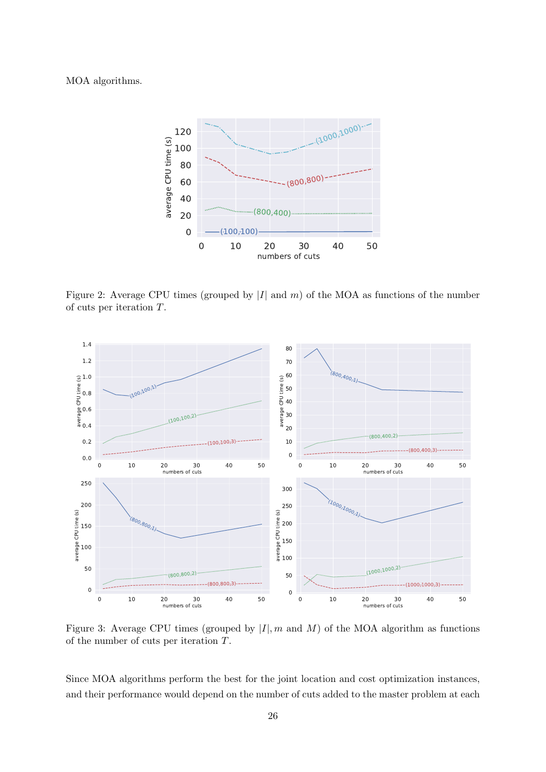MOA algorithms.

Figure 2: Average CPU times (grouped by $|I|$ and $m$) of the MOA as functions of the number of cuts per iteration $T$.

Figure 3: Average CPU times (grouped by $|I|, m$ and $M$) of the MOA algorithm as functions of the number of cuts per iteration $T$.

Since MOA algorithms perform the best for the joint location and cost optimization instances, and their performance would depend on the number of cuts added to the master problem at each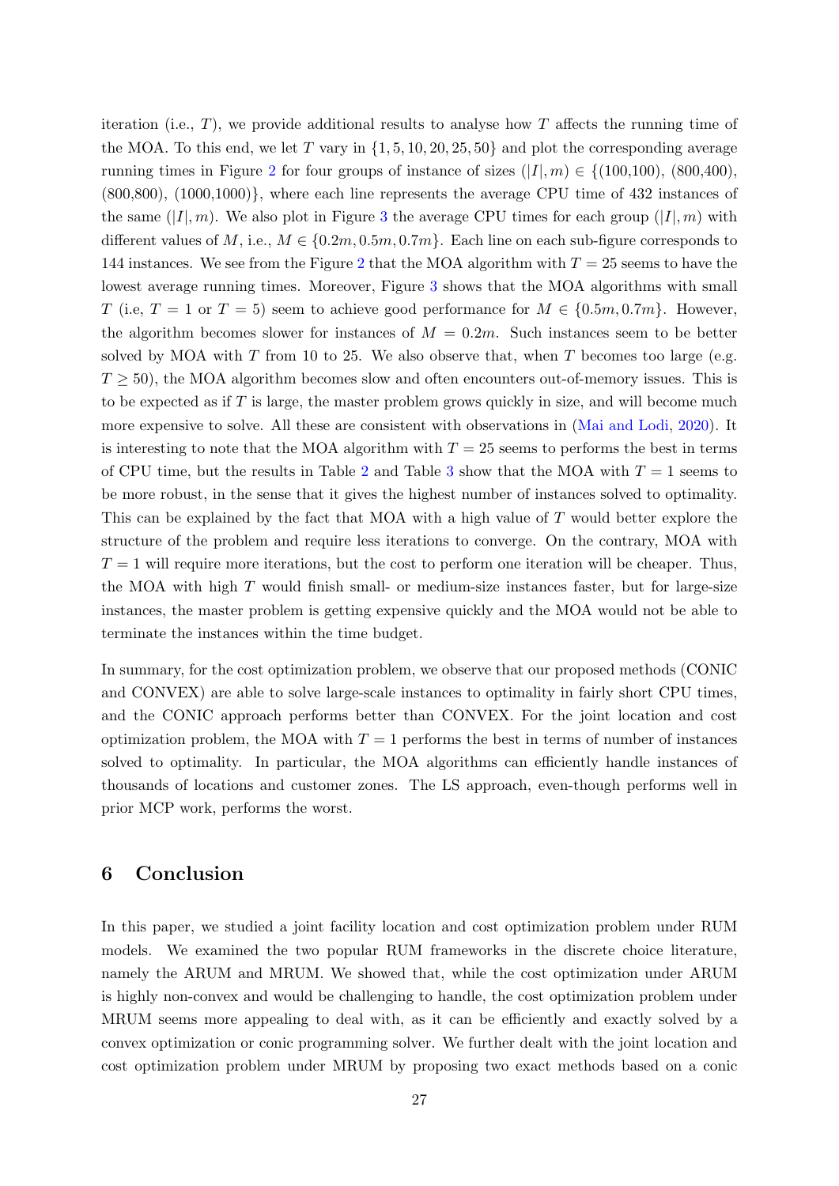iteration (i.e., $T$), we provide additional results to analyse how $T$ affects the running time of the MOA. To this end, we let $T$ vary in $\{1, 5, 10, 20, 25, 50\}$ and plot the corresponding average running times in Figure 2 for four groups of instance of sizes $(|I|, m) \in \{(100,100), (800,400), (800,800), (1000,1000)\}$, where each line represents the average CPU time of 432 instances of the same $(|I|, m)$. We also plot in Figure 3 the average CPU times for each group $(|I|, m)$ with different values of $M$, i.e., $M \in \{0.2m, 0.5m, 0.7m\}$. Each line on each sub-figure corresponds to 144 instances. We see from the Figure 2 that the MOA algorithm with $T = 25$ seems to have the lowest average running times. Moreover, Figure 3 shows that the MOA algorithms with small $T$ (i.e, $T = 1$ or $T = 5$) seem to achieve good performance for $M \in \{0.5m, 0.7m\}$. However, the algorithm becomes slower for instances of $M = 0.2m$. Such instances seem to be better solved by MOA with $T$ from 10 to 25. We also observe that, when $T$ becomes too large (e.g. $T \geq 50$), the MOA algorithm becomes slow and often encounters out-of-memory issues. This is to be expected as if $T$ is large, the master problem grows quickly in size, and will become much more expensive to solve. All these are consistent with observations in (Mai and Lodi, 2020). It is interesting to note that the MOA algorithm with $T = 25$ seems to performs the best in terms of CPU time, but the results in Table 2 and Table 3 show that the MOA with $T = 1$ seems to be more robust, in the sense that it gives the highest number of instances solved to optimality. This can be explained by the fact that MOA with a high value of $T$ would better explore the structure of the problem and require less iterations to converge. On the contrary, MOA with $T = 1$ will require more iterations, but the cost to perform one iteration will be cheaper. Thus, the MOA with high $T$ would finish small- or medium-size instances faster, but for large-size instances, the master problem is getting expensive quickly and the MOA would not be able to terminate the instances within the time budget.

In summary, for the cost optimization problem, we observe that our proposed methods (CONIC and CONVEX) are able to solve large-scale instances to optimality in fairly short CPU times, and the CONIC approach performs better than CONVEX. For the joint location and cost optimization problem, the MOA with $T = 1$ performs the best in terms of number of instances solved to optimality. In particular, the MOA algorithms can efficiently handle instances of thousands of locations and customer zones. The LS approach, even-though performs well in prior MCP work, performs the worst.

## 6 Conclusion

In this paper, we studied a joint facility location and cost optimization problem under RUM models. We examined the two popular RUM frameworks in the discrete choice literature, namely the ARUM and MRUM. We showed that, while the cost optimization under ARUM is highly non-convex and would be challenging to handle, the cost optimization problem under MRUM seems more appealing to deal with, as it can be efficiently and exactly solved by a convex optimization or conic programming solver. We further dealt with the joint location and cost optimization problem under MRUM by proposing two exact methods based on a conic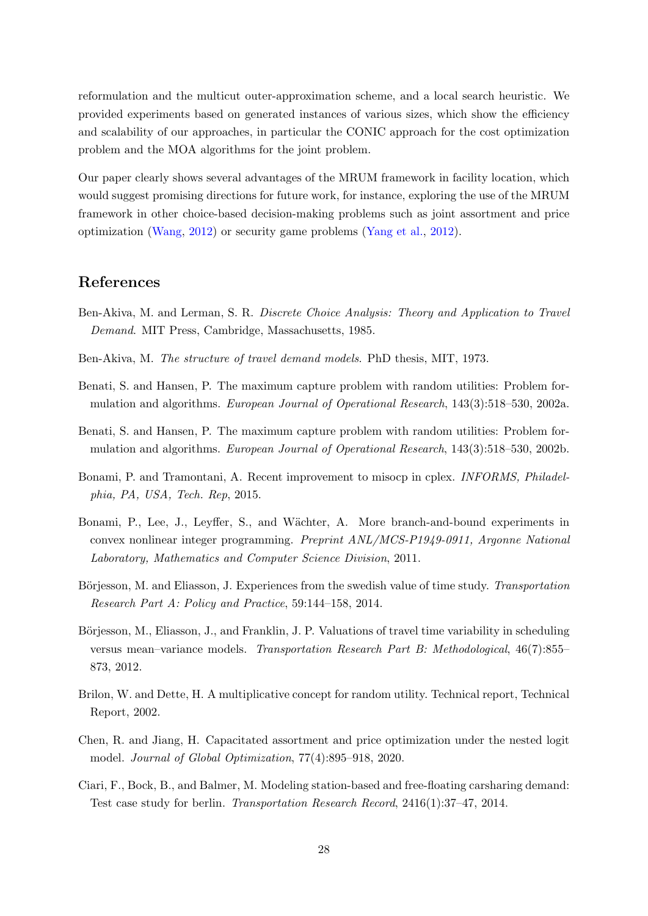reformulation and the multicut outer-approximation scheme, and a local search heuristic. We provided experiments based on generated instances of various sizes, which show the efficiency and scalability of our approaches, in particular the CONIC approach for the cost optimization problem and the MOA algorithms for the joint problem.

Our paper clearly shows several advantages of the MRUM framework in facility location, which would suggest promising directions for future work, for instance, exploring the use of the MRUM framework in other choice-based decision-making problems such as joint assortment and price optimization (Wang, 2012) or security game problems (Yang et al., 2012).

## References

Ben-Akiva, M. and Lerman, S. R. *Discrete Choice Analysis: Theory and Application to Travel Demand*. MIT Press, Cambridge, Massachusetts, 1985.

Ben-Akiva, M. *The structure of travel demand models*. PhD thesis, MIT, 1973.

Benati, S. and Hansen, P. The maximum capture problem with random utilities: Problem formulation and algorithms. *European Journal of Operational Research*, 143(3):518–530, 2002a.

Benati, S. and Hansen, P. The maximum capture problem with random utilities: Problem formulation and algorithms. *European Journal of Operational Research*, 143(3):518–530, 2002b.

Bonami, P. and Tramontani, A. Recent improvement to misocp in cplex. *INFORMS, Philadelphia, PA, USA, Tech. Rep*, 2015.

Bonami, P., Lee, J., Leyffer, S., and Wächter, A. More branch-and-bound experiments in convex nonlinear integer programming. *Preprint ANL/MCS-P1949-0911, Argonne National Laboratory, Mathematics and Computer Science Division*, 2011.

Börjesson, M. and Eliasson, J. Experiences from the swedish value of time study. *Transportation Research Part A: Policy and Practice*, 59:144–158, 2014.

Börjesson, M., Eliasson, J., and Franklin, J. P. Valuations of travel time variability in scheduling versus mean–variance models. *Transportation Research Part B: Methodological*, 46(7):855–873, 2012.

Brilon, W. and Dette, H. A multiplicative concept for random utility. Technical report, Technical Report, 2002.

Chen, R. and Jiang, H. Capacitated assortment and price optimization under the nested logit model. *Journal of Global Optimization*, 77(4):895–918, 2020.

Ciari, F., Bock, B., and Balmer, M. Modeling station-based and free-floating carsharing demand: Test case study for berlin. *Transportation Research Record*, 2416(1):37–47, 2014.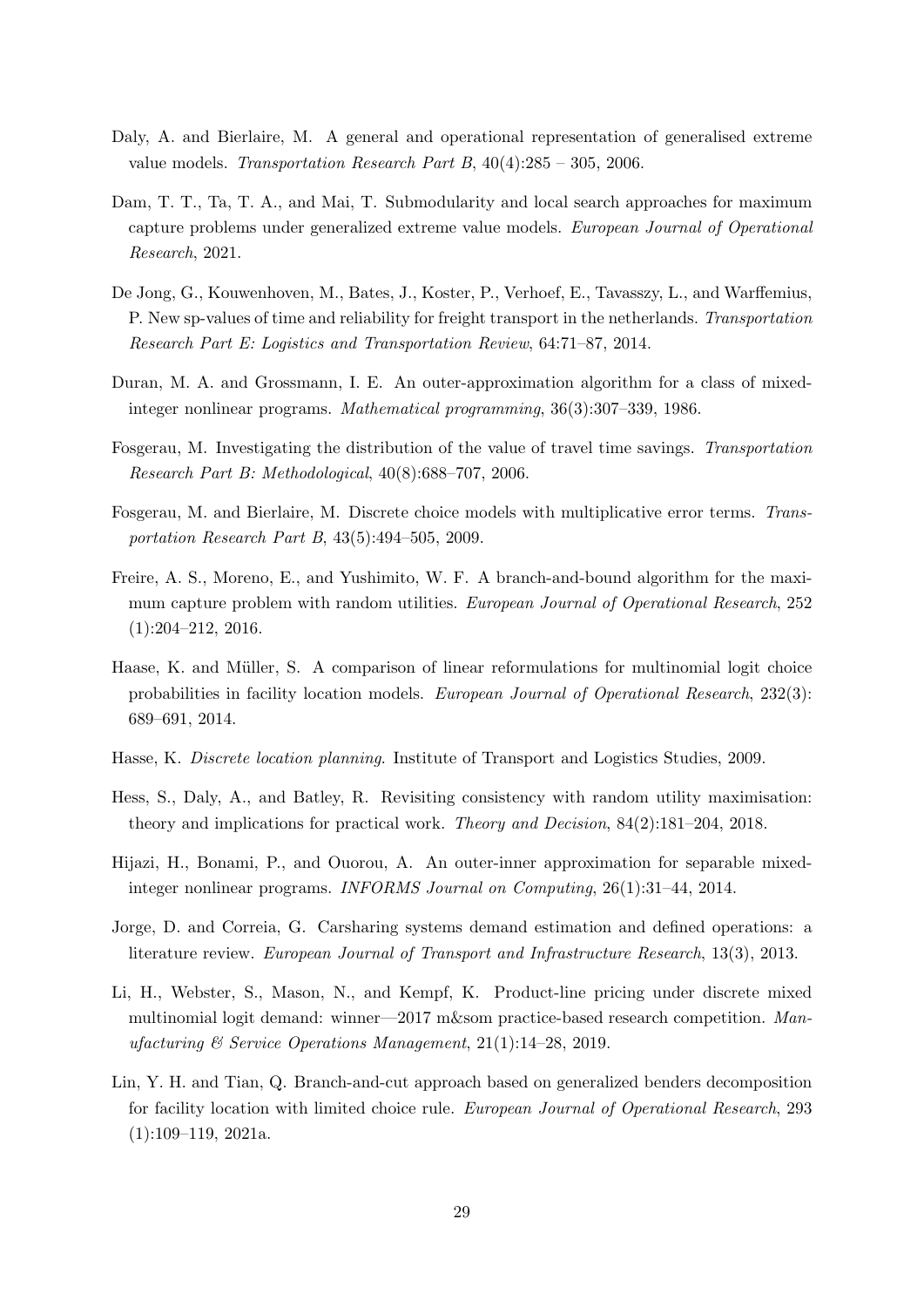Daly, A. and Bierlaire, M. A general and operational representation of generalised extreme value models. *Transportation Research Part B*, 40(4):285 – 305, 2006.

Dam, T. T., Ta, T. A., and Mai, T. Submodularity and local search approaches for maximum capture problems under generalized extreme value models. *European Journal of Operational Research*, 2021.

De Jong, G., Kouwenhoven, M., Bates, J., Koster, P., Verhoef, E., Tavasszy, L., and Warffemius, P. New sp-values of time and reliability for freight transport in the netherlands. *Transportation Research Part E: Logistics and Transportation Review*, 64:71–87, 2014.

Duran, M. A. and Grossmann, I. E. An outer-approximation algorithm for a class of mixed-integer nonlinear programs. *Mathematical programming*, 36(3):307–339, 1986.

Fosgerau, M. Investigating the distribution of the value of travel time savings. *Transportation Research Part B: Methodological*, 40(8):688–707, 2006.

Fosgerau, M. and Bierlaire, M. Discrete choice models with multiplicative error terms. *Transportation Research Part B*, 43(5):494–505, 2009.

Freire, A. S., Moreno, E., and Yushimito, W. F. A branch-and-bound algorithm for the maximum capture problem with random utilities. *European Journal of Operational Research*, 252 (1):204–212, 2016.

Haase, K. and Müller, S. A comparison of linear reformulations for multinomial logit choice probabilities in facility location models. *European Journal of Operational Research*, 232(3): 689–691, 2014.

Hasse, K. *Discrete location planning*. Institute of Transport and Logistics Studies, 2009.

Hess, S., Daly, A., and Batley, R. Revisiting consistency with random utility maximisation: theory and implications for practical work. *Theory and Decision*, 84(2):181–204, 2018.

Hijazi, H., Bonami, P., and Ouorou, A. An outer-inner approximation for separable mixed-integer nonlinear programs. *INFORMS Journal on Computing*, 26(1):31–44, 2014.

Jorge, D. and Correia, G. Carsharing systems demand estimation and defined operations: a literature review. *European Journal of Transport and Infrastructure Research*, 13(3), 2013.

Li, H., Webster, S., Mason, N., and Kempf, K. Product-line pricing under discrete mixed multinomial logit demand: winner—2017 m&som practice-based research competition. *Manufacturing & Service Operations Management*, 21(1):14–28, 2019.

Lin, Y. H. and Tian, Q. Branch-and-cut approach based on generalized benders decomposition for facility location with limited choice rule. *European Journal of Operational Research*, 293 (1):109–119, 2021a.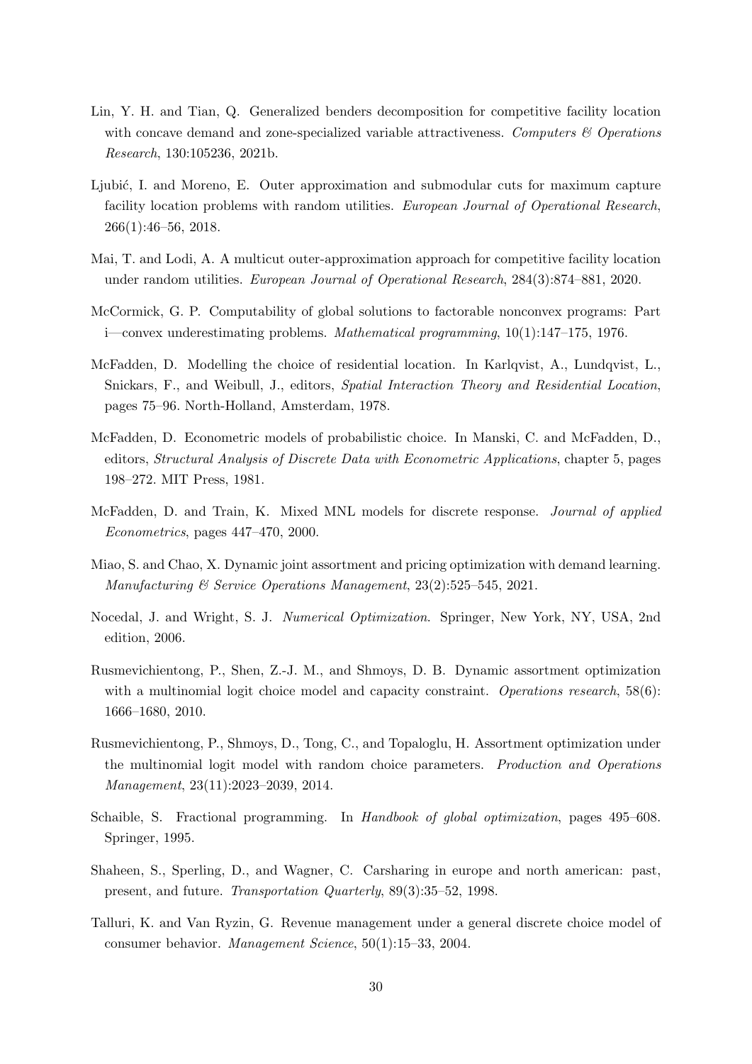Lin, Y. H. and Tian, Q. Generalized benders decomposition for competitive facility location with concave demand and zone-specialized variable attractiveness. *Computers & Operations Research*, 130:105236, 2021b.

Ljubić, I. and Moreno, E. Outer approximation and submodular cuts for maximum capture facility location problems with random utilities. *European Journal of Operational Research*, 266(1):46–56, 2018.

Mai, T. and Lodi, A. A multicut outer-approximation approach for competitive facility location under random utilities. *European Journal of Operational Research*, 284(3):874–881, 2020.

McCormick, G. P. Computability of global solutions to factorable nonconvex programs: Part i—convex underestimating problems. *Mathematical programming*, 10(1):147–175, 1976.

McFadden, D. Modelling the choice of residential location. In Karlqvist, A., Lundqvist, L., Snickars, F., and Weibull, J., editors, *Spatial Interaction Theory and Residential Location*, pages 75–96. North-Holland, Amsterdam, 1978.

McFadden, D. Econometric models of probabilistic choice. In Manski, C. and McFadden, D., editors, *Structural Analysis of Discrete Data with Econometric Applications*, chapter 5, pages 198–272. MIT Press, 1981.

McFadden, D. and Train, K. Mixed MNL models for discrete response. *Journal of applied Econometrics*, pages 447–470, 2000.

Miao, S. and Chao, X. Dynamic joint assortment and pricing optimization with demand learning. *Manufacturing & Service Operations Management*, 23(2):525–545, 2021.

Nocedal, J. and Wright, S. J. *Numerical Optimization*. Springer, New York, NY, USA, 2nd edition, 2006.

Rusmevichientong, P., Shen, Z.-J. M., and Shmoys, D. B. Dynamic assortment optimization with a multinomial logit choice model and capacity constraint. *Operations research*, 58(6): 1666–1680, 2010.

Rusmevichientong, P., Shmoys, D., Tong, C., and Topaloglu, H. Assortment optimization under the multinomial logit model with random choice parameters. *Production and Operations Management*, 23(11):2023–2039, 2014.

Schaible, S. Fractional programming. In *Handbook of global optimization*, pages 495–608. Springer, 1995.

Shaheen, S., Sperling, D., and Wagner, C. Carsharing in europe and north american: past, present, and future. *Transportation Quarterly*, 89(3):35–52, 1998.

Talluri, K. and Van Ryzin, G. Revenue management under a general discrete choice model of consumer behavior. *Management Science*, 50(1):15–33, 2004.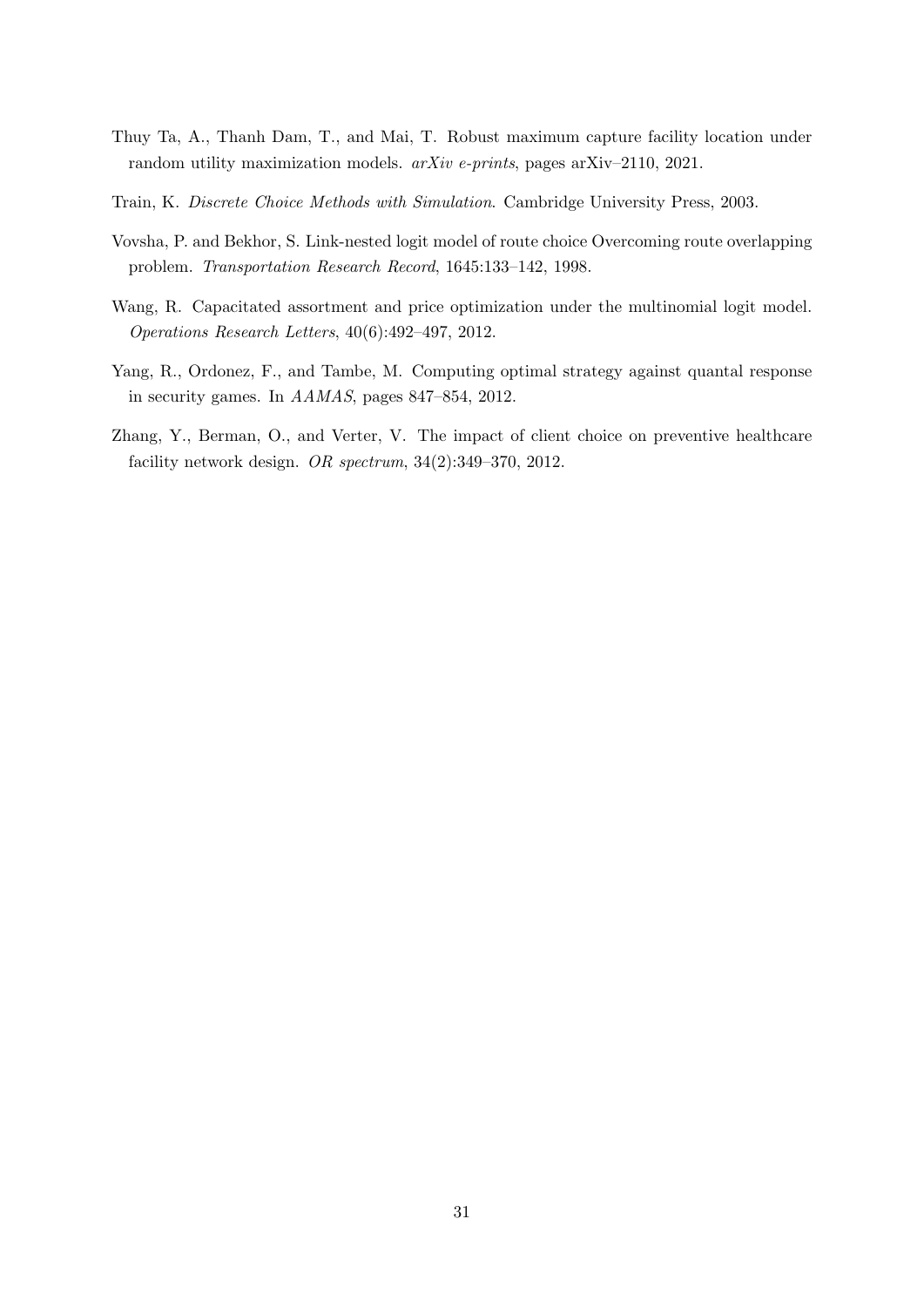Thuy Ta, A., Thanh Dam, T., and Mai, T. Robust maximum capture facility location under random utility maximization models. *arXiv e-prints*, pages arXiv–2110, 2021.

Train, K. *Discrete Choice Methods with Simulation*. Cambridge University Press, 2003.

Vovsha, P. and Bekhor, S. Link-nested logit model of route choice Overcoming route overlapping problem. *Transportation Research Record*, 1645:133–142, 1998.

Wang, R. Capacitated assortment and price optimization under the multinomial logit model. *Operations Research Letters*, 40(6):492–497, 2012.

Yang, R., Ordonez, F., and Tambe, M. Computing optimal strategy against quantal response in security games. In *AAMAS*, pages 847–854, 2012.

Zhang, Y., Berman, O., and Verter, V. The impact of client choice on preventive healthcare facility network design. *OR spectrum*, 34(2):349–370, 2012.